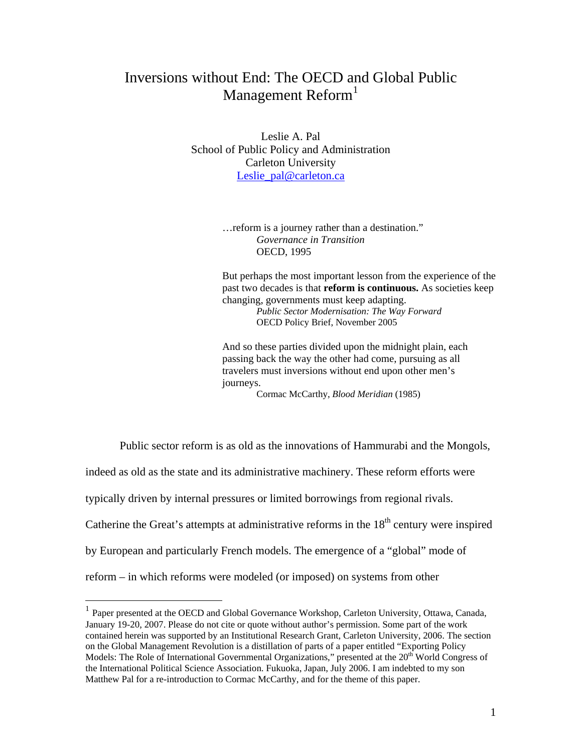# Inversions without End: The OECD and Global Public Management Reform[1]

Leslie A. Pal
School of Public Policy and Administration
Carleton University
Leslie_pal@carleton.ca

> …reform is a journey rather than a destination."
> *Governance in Transition*
> OECD, 1995

> But perhaps the most important lesson from the experience of the past two decades is that **reform is continuous.** As societies keep changing, governments must keep adapting.
> *Public Sector Modernisation: The Way Forward*
> OECD Policy Brief, November 2005

> And so these parties divided upon the midnight plain, each passing back the way the other had come, pursuing as all travelers must inversions without end upon other men's journeys.
> Cormac McCarthy, *Blood Meridian* (1985)

Public sector reform is as old as the innovations of Hammurabi and the Mongols, indeed as old as the state and its administrative machinery. These reform efforts were typically driven by internal pressures or limited borrowings from regional rivals. Catherine the Great's attempts at administrative reforms in the 18th century were inspired by European and particularly French models. The emergence of a "global" mode of reform – in which reforms were modeled (or imposed) on systems from other

---

[1] Paper presented at the OECD and Global Governance Workshop, Carleton University, Ottawa, Canada, January 19-20, 2007. Please do not cite or quote without author's permission. Some part of the work contained herein was supported by an Institutional Research Grant, Carleton University, 2006. The section on the Global Management Revolution is a distillation of parts of a paper entitled "Exporting Policy Models: The Role of International Governmental Organizations," presented at the 20th World Congress of the International Political Science Association. Fukuoka, Japan, July 2006. I am indebted to my son Matthew Pal for a re-introduction to Cormac McCarthy, and for the theme of this paper.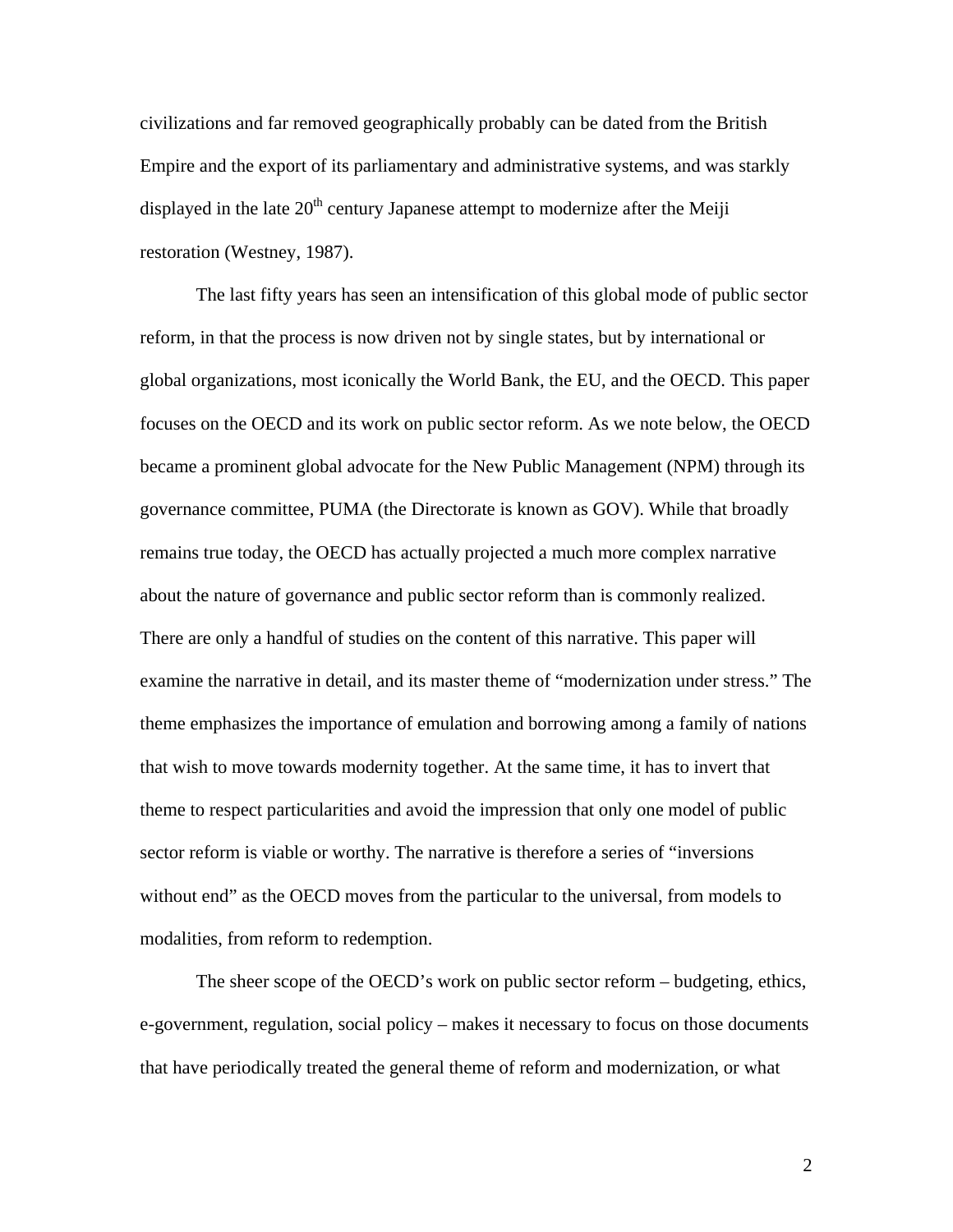civilizations and far removed geographically probably can be dated from the British Empire and the export of its parliamentary and administrative systems, and was starkly displayed in the late 20th century Japanese attempt to modernize after the Meiji restoration (Westney, 1987).

The last fifty years has seen an intensification of this global mode of public sector reform, in that the process is now driven not by single states, but by international or global organizations, most iconically the World Bank, the EU, and the OECD. This paper focuses on the OECD and its work on public sector reform. As we note below, the OECD became a prominent global advocate for the New Public Management (NPM) through its governance committee, PUMA (the Directorate is known as GOV). While that broadly remains true today, the OECD has actually projected a much more complex narrative about the nature of governance and public sector reform than is commonly realized. There are only a handful of studies on the content of this narrative. This paper will examine the narrative in detail, and its master theme of "modernization under stress." The theme emphasizes the importance of emulation and borrowing among a family of nations that wish to move towards modernity together. At the same time, it has to invert that theme to respect particularities and avoid the impression that only one model of public sector reform is viable or worthy. The narrative is therefore a series of "inversions without end" as the OECD moves from the particular to the universal, from models to modalities, from reform to redemption.

The sheer scope of the OECD's work on public sector reform – budgeting, ethics, e-government, regulation, social policy – makes it necessary to focus on those documents that have periodically treated the general theme of reform and modernization, or what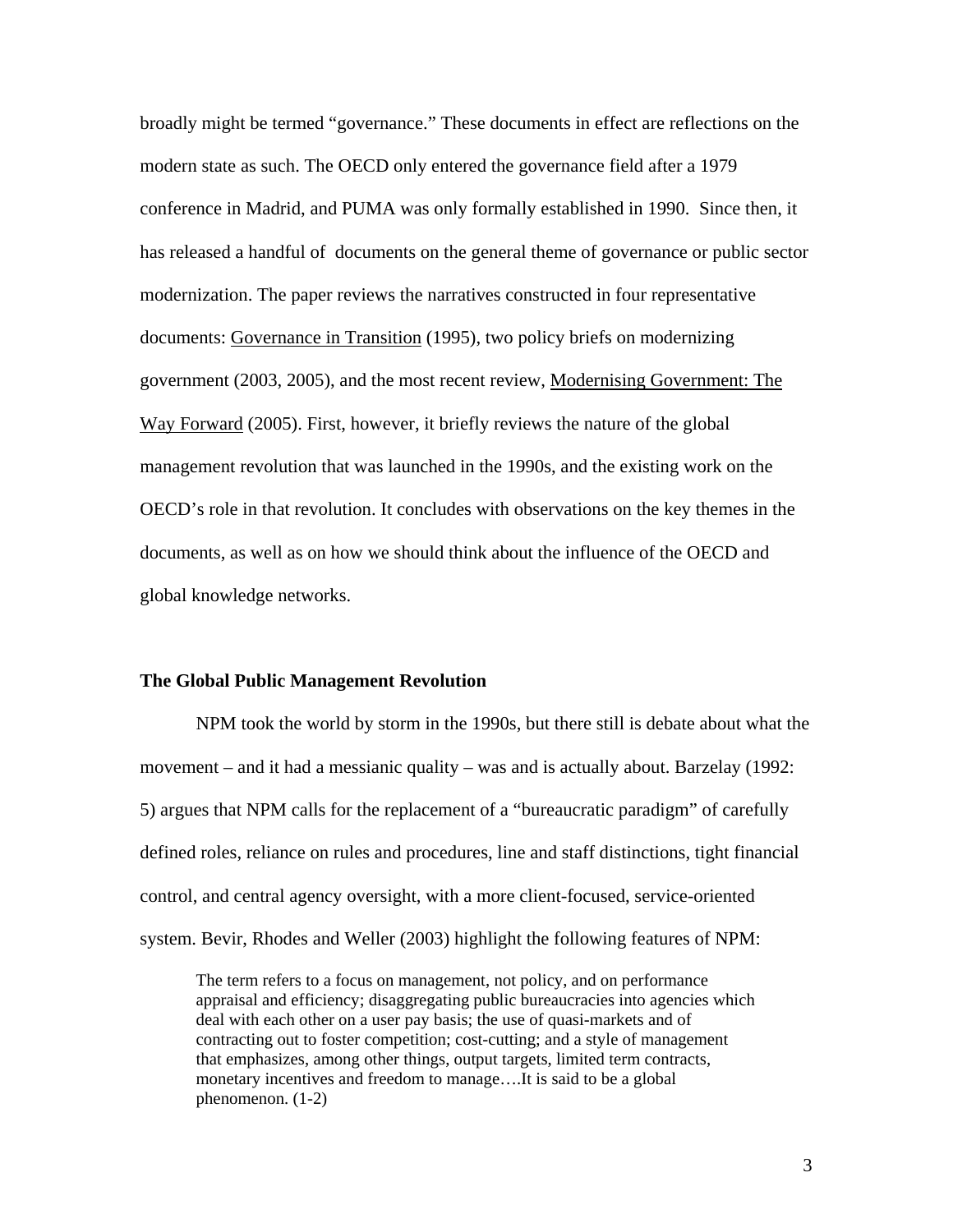broadly might be termed "governance." These documents in effect are reflections on the modern state as such. The OECD only entered the governance field after a 1979 conference in Madrid, and PUMA was only formally established in 1990. Since then, it has released a handful of documents on the general theme of governance or public sector modernization. The paper reviews the narratives constructed in four representative documents: Governance in Transition (1995), two policy briefs on modernizing government (2003, 2005), and the most recent review, Modernising Government: The Way Forward (2005). First, however, it briefly reviews the nature of the global management revolution that was launched in the 1990s, and the existing work on the OECD's role in that revolution. It concludes with observations on the key themes in the documents, as well as on how we should think about the influence of the OECD and global knowledge networks.

## The Global Public Management Revolution

NPM took the world by storm in the 1990s, but there still is debate about what the movement – and it had a messianic quality – was and is actually about. Barzelay (1992: 5) argues that NPM calls for the replacement of a "bureaucratic paradigm" of carefully defined roles, reliance on rules and procedures, line and staff distinctions, tight financial control, and central agency oversight, with a more client-focused, service-oriented system. Bevir, Rhodes and Weller (2003) highlight the following features of NPM:

> The term refers to a focus on management, not policy, and on performance appraisal and efficiency; disaggregating public bureaucracies into agencies which deal with each other on a user pay basis; the use of quasi-markets and of contracting out to foster competition; cost-cutting; and a style of management that emphasizes, among other things, output targets, limited term contracts, monetary incentives and freedom to manage….It is said to be a global phenomenon. (1-2)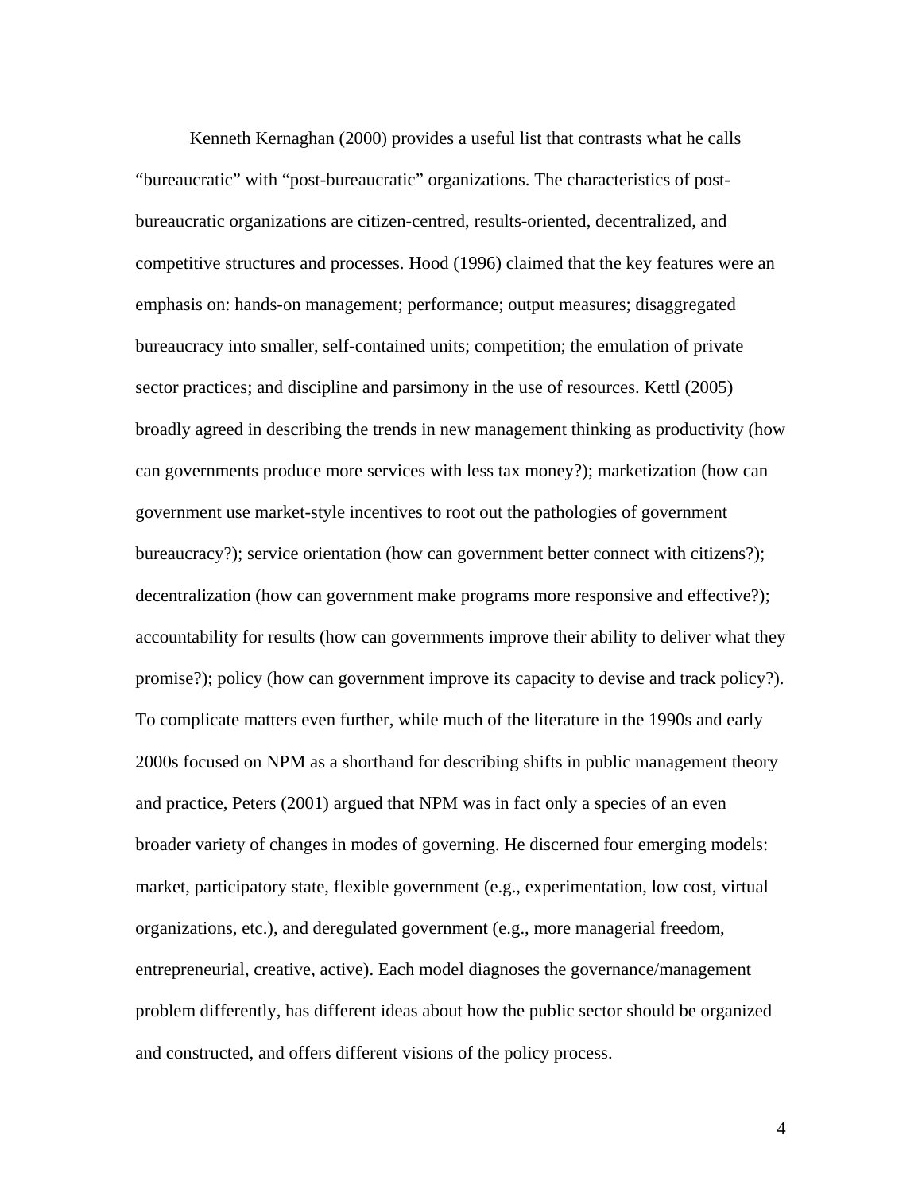Kenneth Kernaghan (2000) provides a useful list that contrasts what he calls "bureaucratic" with "post-bureaucratic" organizations. The characteristics of post-bureaucratic organizations are citizen-centred, results-oriented, decentralized, and competitive structures and processes. Hood (1996) claimed that the key features were an emphasis on: hands-on management; performance; output measures; disaggregated bureaucracy into smaller, self-contained units; competition; the emulation of private sector practices; and discipline and parsimony in the use of resources. Kettl (2005) broadly agreed in describing the trends in new management thinking as productivity (how can governments produce more services with less tax money?); marketization (how can government use market-style incentives to root out the pathologies of government bureaucracy?); service orientation (how can government better connect with citizens?); decentralization (how can government make programs more responsive and effective?); accountability for results (how can governments improve their ability to deliver what they promise?); policy (how can government improve its capacity to devise and track policy?). To complicate matters even further, while much of the literature in the 1990s and early 2000s focused on NPM as a shorthand for describing shifts in public management theory and practice, Peters (2001) argued that NPM was in fact only a species of an even broader variety of changes in modes of governing. He discerned four emerging models: market, participatory state, flexible government (e.g., experimentation, low cost, virtual organizations, etc.), and deregulated government (e.g., more managerial freedom, entrepreneurial, creative, active). Each model diagnoses the governance/management problem differently, has different ideas about how the public sector should be organized and constructed, and offers different visions of the policy process.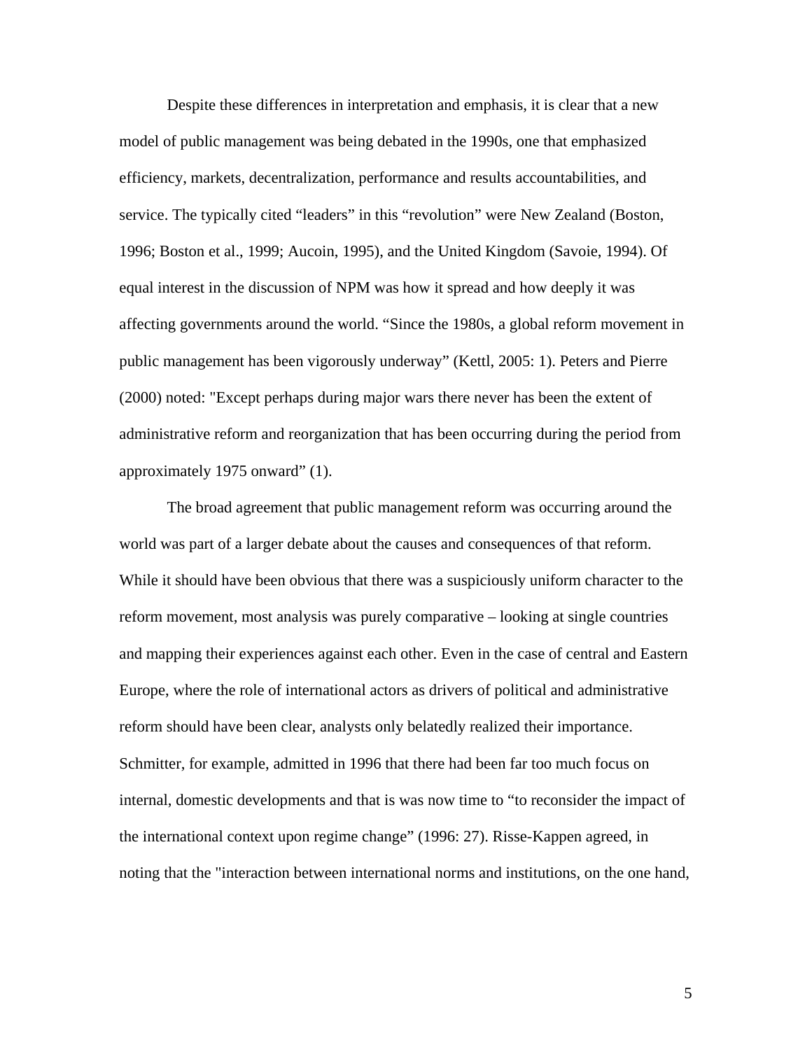Despite these differences in interpretation and emphasis, it is clear that a new model of public management was being debated in the 1990s, one that emphasized efficiency, markets, decentralization, performance and results accountabilities, and service. The typically cited “leaders” in this “revolution” were New Zealand (Boston, 1996; Boston et al., 1999; Aucoin, 1995), and the United Kingdom (Savoie, 1994). Of equal interest in the discussion of NPM was how it spread and how deeply it was affecting governments around the world. “Since the 1980s, a global reform movement in public management has been vigorously underway” (Kettl, 2005: 1). Peters and Pierre (2000) noted: "Except perhaps during major wars there never has been the extent of administrative reform and reorganization that has been occurring during the period from approximately 1975 onward” (1).

The broad agreement that public management reform was occurring around the world was part of a larger debate about the causes and consequences of that reform. While it should have been obvious that there was a suspiciously uniform character to the reform movement, most analysis was purely comparative – looking at single countries and mapping their experiences against each other. Even in the case of central and Eastern Europe, where the role of international actors as drivers of political and administrative reform should have been clear, analysts only belatedly realized their importance. Schmitter, for example, admitted in 1996 that there had been far too much focus on internal, domestic developments and that is was now time to “to reconsider the impact of the international context upon regime change” (1996: 27). Risse-Kappen agreed, in noting that the "interaction between international norms and institutions, on the one hand,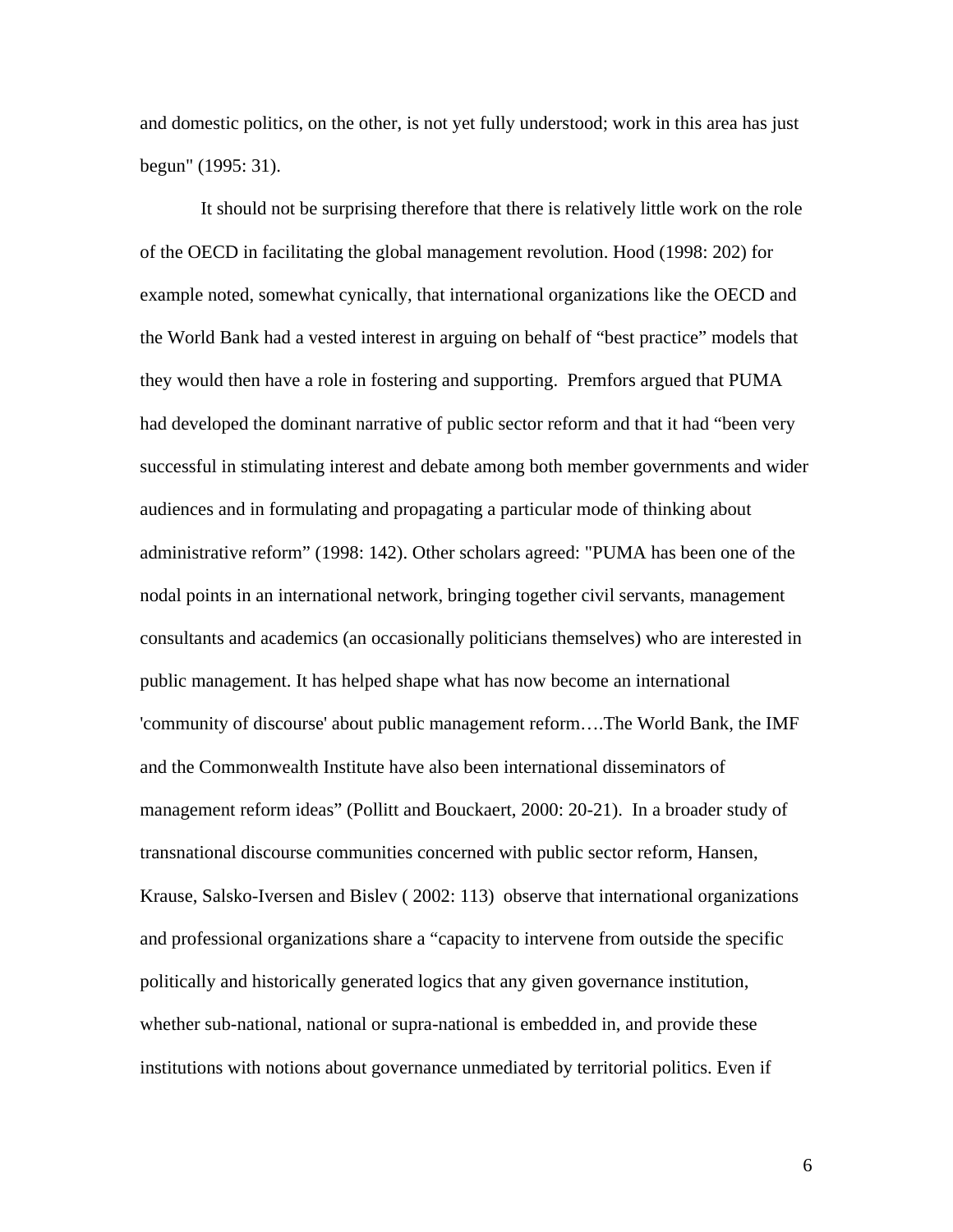and domestic politics, on the other, is not yet fully understood; work in this area has just begun" (1995: 31).

It should not be surprising therefore that there is relatively little work on the role of the OECD in facilitating the global management revolution. Hood (1998: 202) for example noted, somewhat cynically, that international organizations like the OECD and the World Bank had a vested interest in arguing on behalf of "best practice" models that they would then have a role in fostering and supporting. Premfors argued that PUMA had developed the dominant narrative of public sector reform and that it had "been very successful in stimulating interest and debate among both member governments and wider audiences and in formulating and propagating a particular mode of thinking about administrative reform" (1998: 142). Other scholars agreed: "PUMA has been one of the nodal points in an international network, bringing together civil servants, management consultants and academics (an occasionally politicians themselves) who are interested in public management. It has helped shape what has now become an international 'community of discourse' about public management reform….The World Bank, the IMF and the Commonwealth Institute have also been international disseminators of management reform ideas" (Pollitt and Bouckaert, 2000: 20-21). In a broader study of transnational discourse communities concerned with public sector reform, Hansen, Krause, Salsko-Iversen and Bislev ( 2002: 113) observe that international organizations and professional organizations share a "capacity to intervene from outside the specific politically and historically generated logics that any given governance institution, whether sub-national, national or supra-national is embedded in, and provide these institutions with notions about governance unmediated by territorial politics. Even if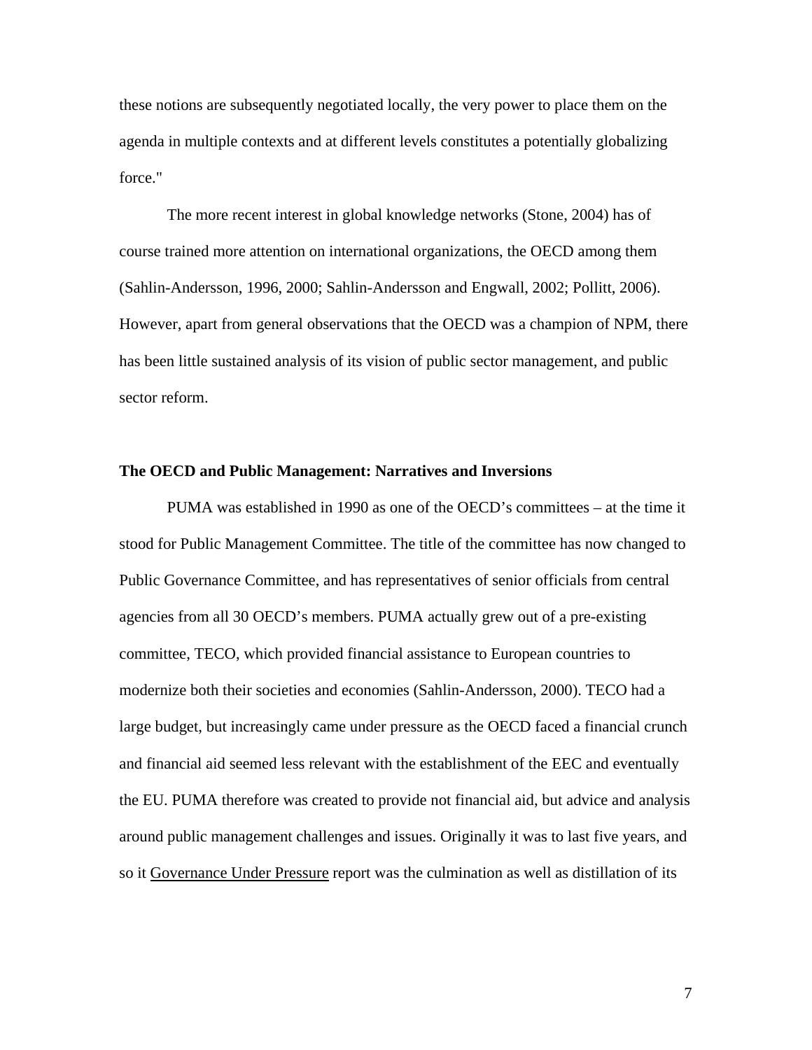these notions are subsequently negotiated locally, the very power to place them on the agenda in multiple contexts and at different levels constitutes a potentially globalizing force."

The more recent interest in global knowledge networks (Stone, 2004) has of course trained more attention on international organizations, the OECD among them (Sahlin-Andersson, 1996, 2000; Sahlin-Andersson and Engwall, 2002; Pollitt, 2006). However, apart from general observations that the OECD was a champion of NPM, there has been little sustained analysis of its vision of public sector management, and public sector reform.

## The OECD and Public Management: Narratives and Inversions

PUMA was established in 1990 as one of the OECD's committees – at the time it stood for Public Management Committee. The title of the committee has now changed to Public Governance Committee, and has representatives of senior officials from central agencies from all 30 OECD's members. PUMA actually grew out of a pre-existing committee, TECO, which provided financial assistance to European countries to modernize both their societies and economies (Sahlin-Andersson, 2000). TECO had a large budget, but increasingly came under pressure as the OECD faced a financial crunch and financial aid seemed less relevant with the establishment of the EEC and eventually the EU. PUMA therefore was created to provide not financial aid, but advice and analysis around public management challenges and issues. Originally it was to last five years, and so it Governance Under Pressure report was the culmination as well as distillation of its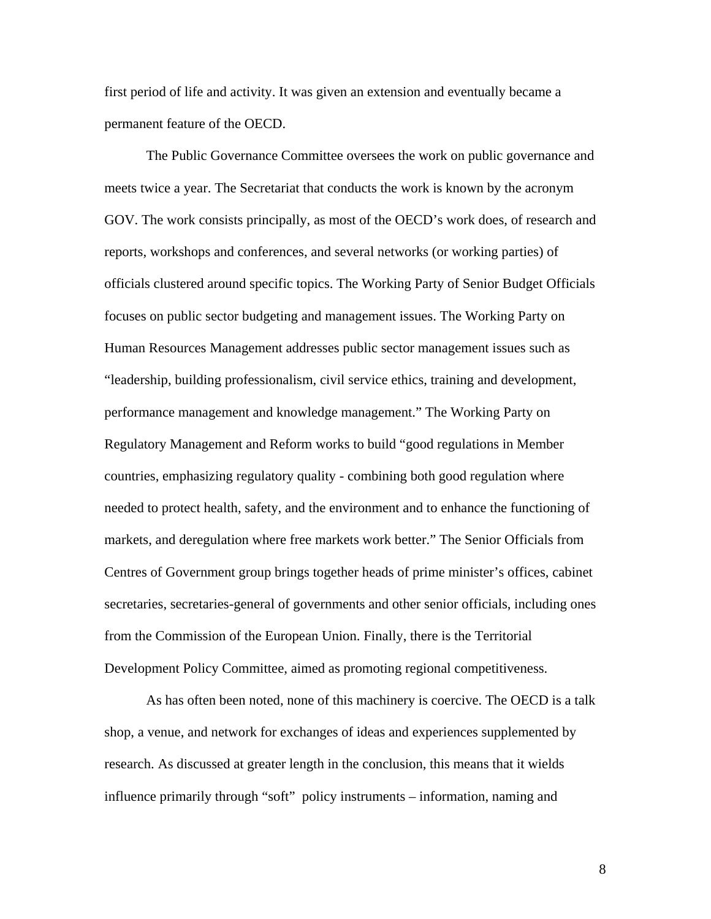first period of life and activity. It was given an extension and eventually became a permanent feature of the OECD.

The Public Governance Committee oversees the work on public governance and meets twice a year. The Secretariat that conducts the work is known by the acronym GOV. The work consists principally, as most of the OECD's work does, of research and reports, workshops and conferences, and several networks (or working parties) of officials clustered around specific topics. The Working Party of Senior Budget Officials focuses on public sector budgeting and management issues. The Working Party on Human Resources Management addresses public sector management issues such as "leadership, building professionalism, civil service ethics, training and development, performance management and knowledge management." The Working Party on Regulatory Management and Reform works to build "good regulations in Member countries, emphasizing regulatory quality - combining both good regulation where needed to protect health, safety, and the environment and to enhance the functioning of markets, and deregulation where free markets work better." The Senior Officials from Centres of Government group brings together heads of prime minister's offices, cabinet secretaries, secretaries-general of governments and other senior officials, including ones from the Commission of the European Union. Finally, there is the Territorial Development Policy Committee, aimed as promoting regional competitiveness.

As has often been noted, none of this machinery is coercive. The OECD is a talk shop, a venue, and network for exchanges of ideas and experiences supplemented by research. As discussed at greater length in the conclusion, this means that it wields influence primarily through "soft" policy instruments – information, naming and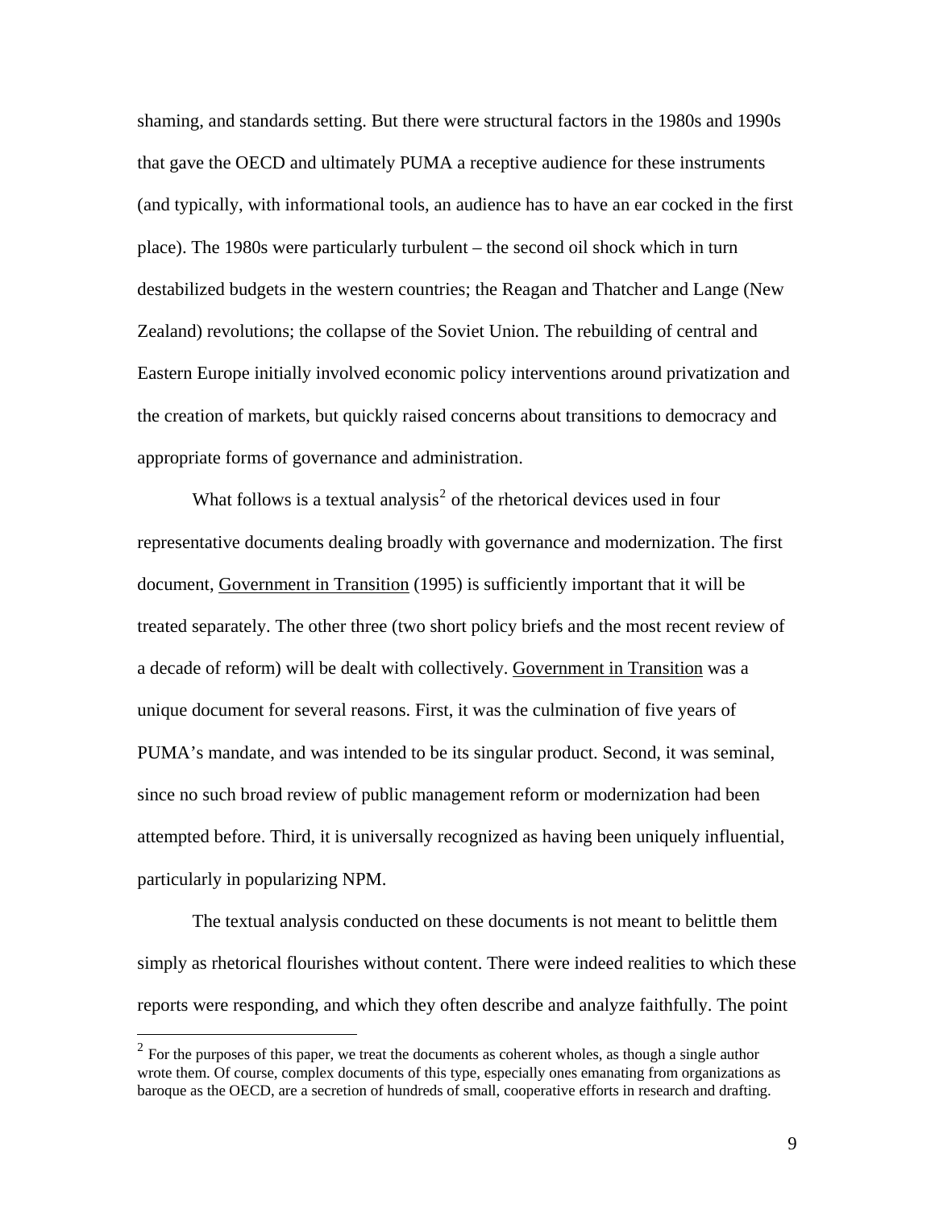shaming, and standards setting. But there were structural factors in the 1980s and 1990s that gave the OECD and ultimately PUMA a receptive audience for these instruments (and typically, with informational tools, an audience has to have an ear cocked in the first place). The 1980s were particularly turbulent – the second oil shock which in turn destabilized budgets in the western countries; the Reagan and Thatcher and Lange (New Zealand) revolutions; the collapse of the Soviet Union. The rebuilding of central and Eastern Europe initially involved economic policy interventions around privatization and the creation of markets, but quickly raised concerns about transitions to democracy and appropriate forms of governance and administration.

What follows is a textual analysis[2] of the rhetorical devices used in four representative documents dealing broadly with governance and modernization. The first document, Government in Transition (1995) is sufficiently important that it will be treated separately. The other three (two short policy briefs and the most recent review of a decade of reform) will be dealt with collectively. Government in Transition was a unique document for several reasons. First, it was the culmination of five years of PUMA's mandate, and was intended to be its singular product. Second, it was seminal, since no such broad review of public management reform or modernization had been attempted before. Third, it is universally recognized as having been uniquely influential, particularly in popularizing NPM.

The textual analysis conducted on these documents is not meant to belittle them simply as rhetorical flourishes without content. There were indeed realities to which these reports were responding, and which they often describe and analyze faithfully. The point

[2] For the purposes of this paper, we treat the documents as coherent wholes, as though a single author wrote them. Of course, complex documents of this type, especially ones emanating from organizations as baroque as the OECD, are a secretion of hundreds of small, cooperative efforts in research and drafting.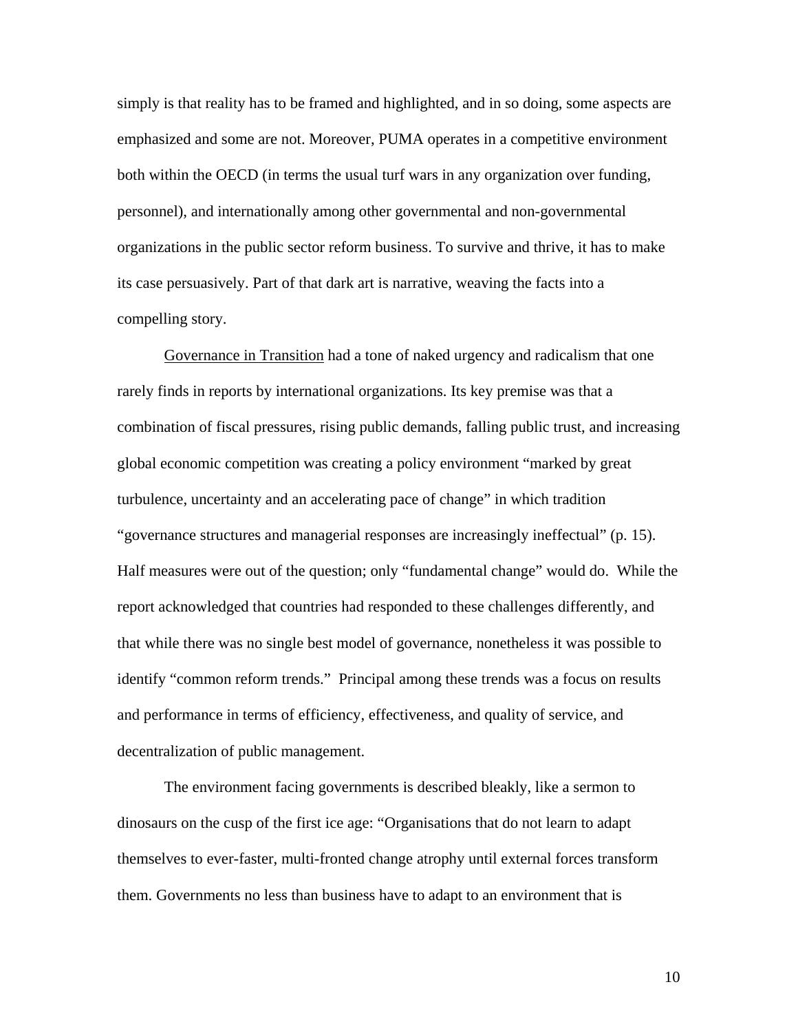simply is that reality has to be framed and highlighted, and in so doing, some aspects are emphasized and some are not. Moreover, PUMA operates in a competitive environment both within the OECD (in terms the usual turf wars in any organization over funding, personnel), and internationally among other governmental and non-governmental organizations in the public sector reform business. To survive and thrive, it has to make its case persuasively. Part of that dark art is narrative, weaving the facts into a compelling story.

Governance in Transition had a tone of naked urgency and radicalism that one rarely finds in reports by international organizations. Its key premise was that a combination of fiscal pressures, rising public demands, falling public trust, and increasing global economic competition was creating a policy environment "marked by great turbulence, uncertainty and an accelerating pace of change" in which tradition "governance structures and managerial responses are increasingly ineffectual" (p. 15). Half measures were out of the question; only "fundamental change" would do. While the report acknowledged that countries had responded to these challenges differently, and that while there was no single best model of governance, nonetheless it was possible to identify "common reform trends." Principal among these trends was a focus on results and performance in terms of efficiency, effectiveness, and quality of service, and decentralization of public management.

The environment facing governments is described bleakly, like a sermon to dinosaurs on the cusp of the first ice age: "Organisations that do not learn to adapt themselves to ever-faster, multi-fronted change atrophy until external forces transform them. Governments no less than business have to adapt to an environment that is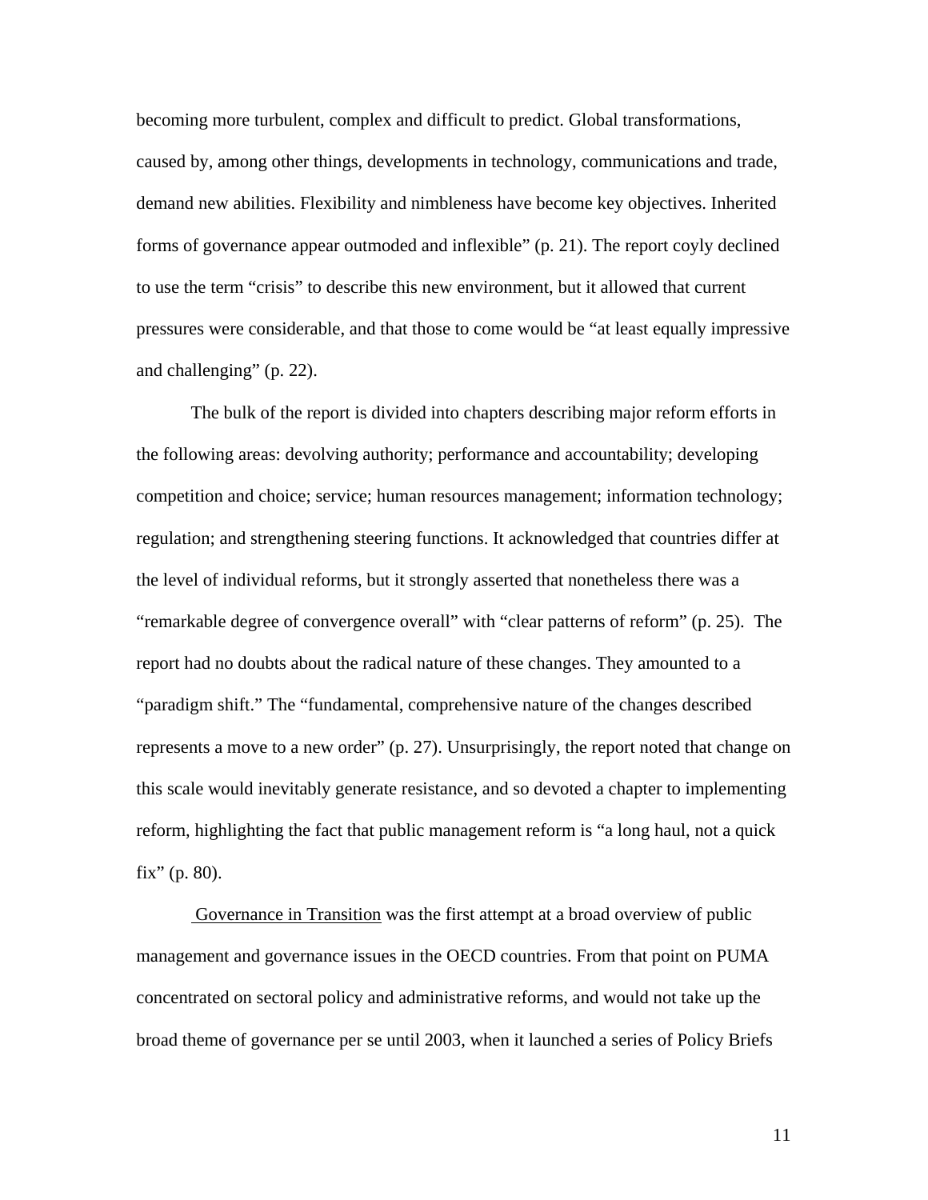becoming more turbulent, complex and difficult to predict. Global transformations, caused by, among other things, developments in technology, communications and trade, demand new abilities. Flexibility and nimbleness have become key objectives. Inherited forms of governance appear outmoded and inflexible" (p. 21). The report coyly declined to use the term "crisis" to describe this new environment, but it allowed that current pressures were considerable, and that those to come would be "at least equally impressive and challenging" (p. 22).

The bulk of the report is divided into chapters describing major reform efforts in the following areas: devolving authority; performance and accountability; developing competition and choice; service; human resources management; information technology; regulation; and strengthening steering functions. It acknowledged that countries differ at the level of individual reforms, but it strongly asserted that nonetheless there was a "remarkable degree of convergence overall" with "clear patterns of reform" (p. 25). The report had no doubts about the radical nature of these changes. They amounted to a "paradigm shift." The "fundamental, comprehensive nature of the changes described represents a move to a new order" (p. 27). Unsurprisingly, the report noted that change on this scale would inevitably generate resistance, and so devoted a chapter to implementing reform, highlighting the fact that public management reform is "a long haul, not a quick fix" (p. 80).

Governance in Transition was the first attempt at a broad overview of public management and governance issues in the OECD countries. From that point on PUMA concentrated on sectoral policy and administrative reforms, and would not take up the broad theme of governance per se until 2003, when it launched a series of Policy Briefs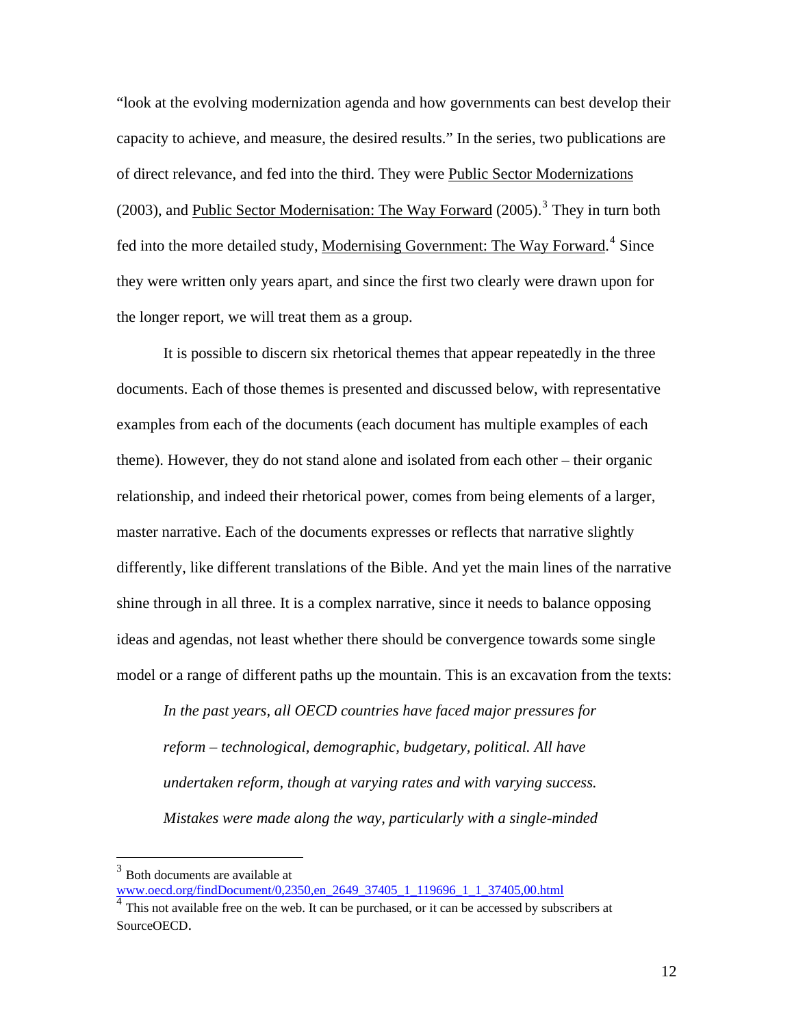"look at the evolving modernization agenda and how governments can best develop their capacity to achieve, and measure, the desired results." In the series, two publications are of direct relevance, and fed into the third. They were Public Sector Modernizations (2003), and Public Sector Modernisation: The Way Forward (2005).[3] They in turn both fed into the more detailed study, Modernising Government: The Way Forward.[4] Since they were written only years apart, and since the first two clearly were drawn upon for the longer report, we will treat them as a group.

It is possible to discern six rhetorical themes that appear repeatedly in the three documents. Each of those themes is presented and discussed below, with representative examples from each of the documents (each document has multiple examples of each theme). However, they do not stand alone and isolated from each other – their organic relationship, and indeed their rhetorical power, comes from being elements of a larger, master narrative. Each of the documents expresses or reflects that narrative slightly differently, like different translations of the Bible. And yet the main lines of the narrative shine through in all three. It is a complex narrative, since it needs to balance opposing ideas and agendas, not least whether there should be convergence towards some single model or a range of different paths up the mountain. This is an excavation from the texts:

> *In the past years, all OECD countries have faced major pressures for reform – technological, demographic, budgetary, political. All have undertaken reform, though at varying rates and with varying success. Mistakes were made along the way, particularly with a single-minded*

[3] Both documents are available at www.oecd.org/findDocument/0,2350,en_2649_37405_1_119696_1_1_37405,00.html

[4] This not available free on the web. It can be purchased, or it can be accessed by subscribers at SourceOECD.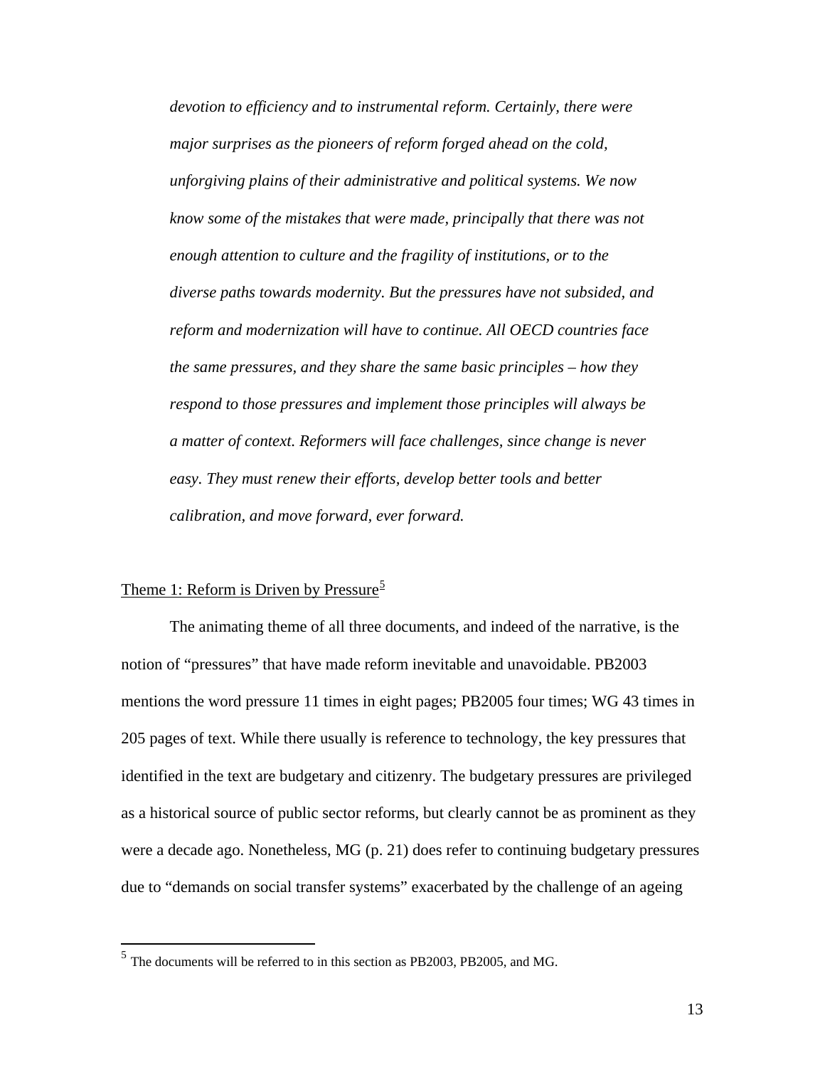*devotion to efficiency and to instrumental reform. Certainly, there were major surprises as the pioneers of reform forged ahead on the cold, unforgiving plains of their administrative and political systems. We now know some of the mistakes that were made, principally that there was not enough attention to culture and the fragility of institutions, or to the diverse paths towards modernity. But the pressures have not subsided, and reform and modernization will have to continue. All OECD countries face the same pressures, and they share the same basic principles – how they respond to those pressures and implement those principles will always be a matter of context. Reformers will face challenges, since change is never easy. They must renew their efforts, develop better tools and better calibration, and move forward, ever forward.*

Theme 1: Reform is Driven by Pressure[5]

The animating theme of all three documents, and indeed of the narrative, is the notion of "pressures" that have made reform inevitable and unavoidable. PB2003 mentions the word pressure 11 times in eight pages; PB2005 four times; WG 43 times in 205 pages of text. While there usually is reference to technology, the key pressures that identified in the text are budgetary and citizenry. The budgetary pressures are privileged as a historical source of public sector reforms, but clearly cannot be as prominent as they were a decade ago. Nonetheless, MG (p. 21) does refer to continuing budgetary pressures due to "demands on social transfer systems" exacerbated by the challenge of an ageing

[5] The documents will be referred to in this section as PB2003, PB2005, and MG.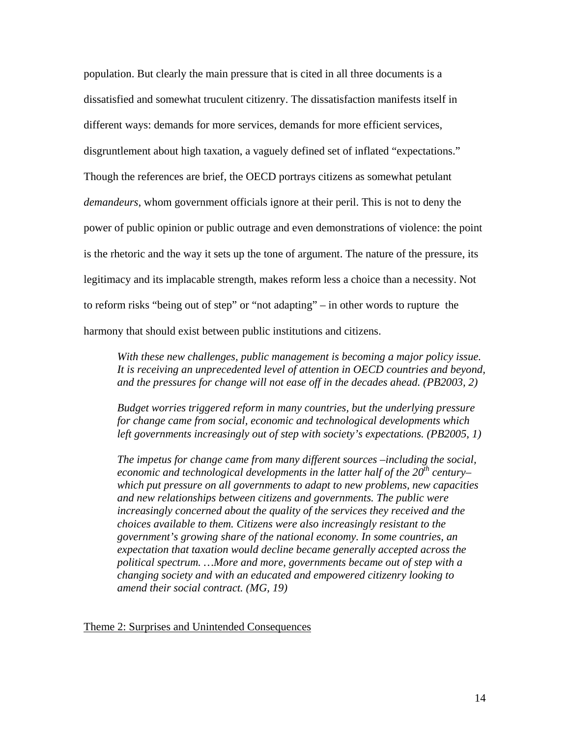population. But clearly the main pressure that is cited in all three documents is a dissatisfied and somewhat truculent citizenry. The dissatisfaction manifests itself in different ways: demands for more services, demands for more efficient services, disgruntlement about high taxation, a vaguely defined set of inflated “expectations.” Though the references are brief, the OECD portrays citizens as somewhat petulant *demandeurs*, whom government officials ignore at their peril. This is not to deny the power of public opinion or public outrage and even demonstrations of violence: the point is the rhetoric and the way it sets up the tone of argument. The nature of the pressure, its legitimacy and its implacable strength, makes reform less a choice than a necessity. Not to reform risks “being out of step” or “not adapting” – in other words to rupture the harmony that should exist between public institutions and citizens.

> *With these new challenges, public management is becoming a major policy issue. It is receiving an unprecedented level of attention in OECD countries and beyond, and the pressures for change will not ease off in the decades ahead. (PB2003, 2)*
>
> *Budget worries triggered reform in many countries, but the underlying pressure for change came from social, economic and technological developments which left governments increasingly out of step with society’s expectations. (PB2005, 1)*
>
> *The impetus for change came from many different sources –including the social, economic and technological developments in the latter half of the 20th century– which put pressure on all governments to adapt to new problems, new capacities and new relationships between citizens and governments. The public were increasingly concerned about the quality of the services they received and the choices available to them. Citizens were also increasingly resistant to the government’s growing share of the national economy. In some countries, an expectation that taxation would decline became generally accepted across the political spectrum. …More and more, governments became out of step with a changing society and with an educated and empowered citizenry looking to amend their social contract. (MG, 19)*

Theme 2: Surprises and Unintended Consequences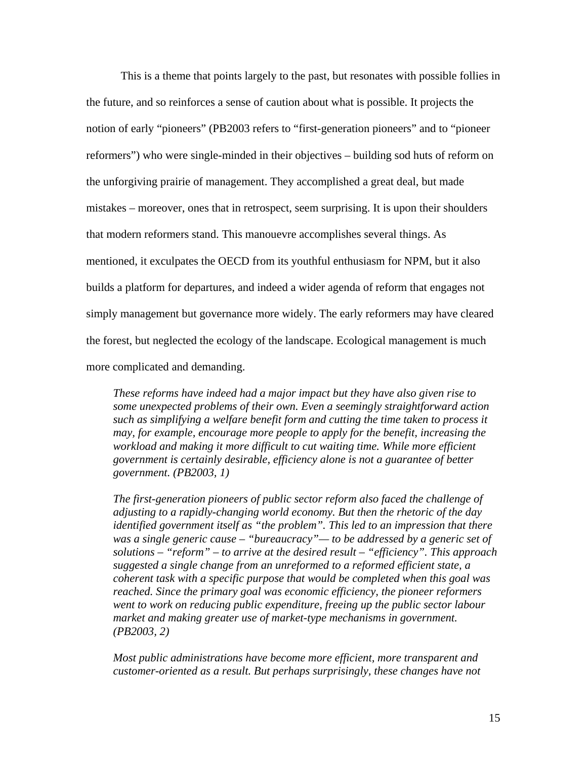This is a theme that points largely to the past, but resonates with possible follies in the future, and so reinforces a sense of caution about what is possible. It projects the notion of early "pioneers" (PB2003 refers to "first-generation pioneers" and to "pioneer reformers") who were single-minded in their objectives – building sod huts of reform on the unforgiving prairie of management. They accomplished a great deal, but made mistakes – moreover, ones that in retrospect, seem surprising. It is upon their shoulders that modern reformers stand. This manouevre accomplishes several things. As mentioned, it exculpates the OECD from its youthful enthusiasm for NPM, but it also builds a platform for departures, and indeed a wider agenda of reform that engages not simply management but governance more widely. The early reformers may have cleared the forest, but neglected the ecology of the landscape. Ecological management is much more complicated and demanding.

> *These reforms have indeed had a major impact but they have also given rise to some unexpected problems of their own. Even a seemingly straightforward action such as simplifying a welfare benefit form and cutting the time taken to process it may, for example, encourage more people to apply for the benefit, increasing the workload and making it more difficult to cut waiting time. While more efficient government is certainly desirable, efficiency alone is not a guarantee of better government. (PB2003, 1)*

> *The first-generation pioneers of public sector reform also faced the challenge of adjusting to a rapidly-changing world economy. But then the rhetoric of the day identified government itself as "the problem". This led to an impression that there was a single generic cause – "bureaucracy"— to be addressed by a generic set of solutions – "reform" – to arrive at the desired result – "efficiency". This approach suggested a single change from an unreformed to a reformed efficient state, a coherent task with a specific purpose that would be completed when this goal was reached. Since the primary goal was economic efficiency, the pioneer reformers went to work on reducing public expenditure, freeing up the public sector labour market and making greater use of market-type mechanisms in government. (PB2003, 2)*

> *Most public administrations have become more efficient, more transparent and customer-oriented as a result. But perhaps surprisingly, these changes have not*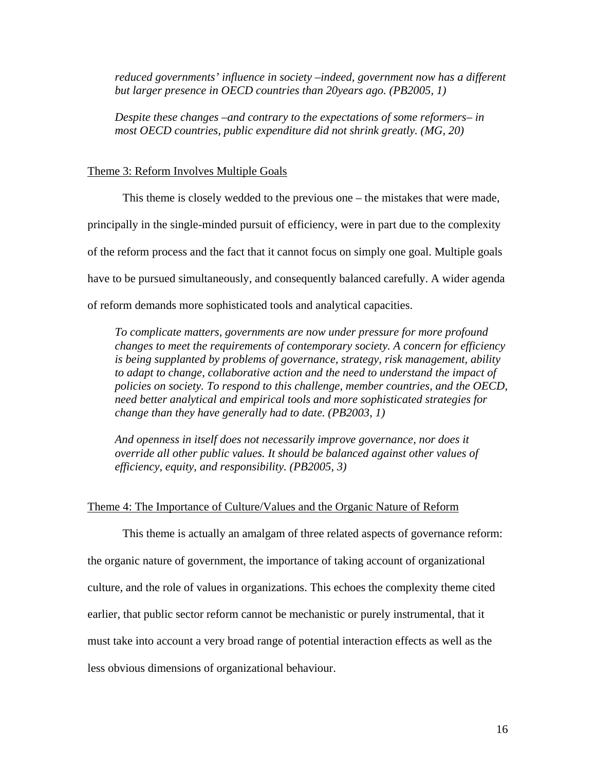*reduced governments' influence in society –indeed, government now has a different but larger presence in OECD countries than 20years ago. (PB2005, 1)*

*Despite these changes –and contrary to the expectations of some reformers– in most OECD countries, public expenditure did not shrink greatly. (MG, 20)*

<u>Theme 3: Reform Involves Multiple Goals</u>

This theme is closely wedded to the previous one – the mistakes that were made, principally in the single-minded pursuit of efficiency, were in part due to the complexity of the reform process and the fact that it cannot focus on simply one goal. Multiple goals have to be pursued simultaneously, and consequently balanced carefully. A wider agenda of reform demands more sophisticated tools and analytical capacities.

*To complicate matters, governments are now under pressure for more profound changes to meet the requirements of contemporary society. A concern for efficiency is being supplanted by problems of governance, strategy, risk management, ability to adapt to change, collaborative action and the need to understand the impact of policies on society. To respond to this challenge, member countries, and the OECD, need better analytical and empirical tools and more sophisticated strategies for change than they have generally had to date. (PB2003, 1)*

*And openness in itself does not necessarily improve governance, nor does it override all other public values. It should be balanced against other values of efficiency, equity, and responsibility. (PB2005, 3)*

<u>Theme 4: The Importance of Culture/Values and the Organic Nature of Reform</u>

This theme is actually an amalgam of three related aspects of governance reform: the organic nature of government, the importance of taking account of organizational culture, and the role of values in organizations. This echoes the complexity theme cited earlier, that public sector reform cannot be mechanistic or purely instrumental, that it must take into account a very broad range of potential interaction effects as well as the less obvious dimensions of organizational behaviour.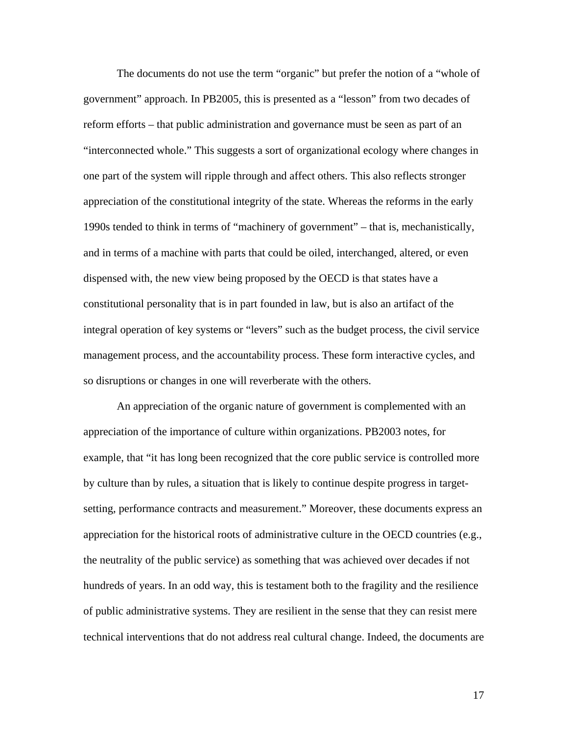The documents do not use the term "organic" but prefer the notion of a "whole of government" approach. In PB2005, this is presented as a "lesson" from two decades of reform efforts – that public administration and governance must be seen as part of an "interconnected whole." This suggests a sort of organizational ecology where changes in one part of the system will ripple through and affect others. This also reflects stronger appreciation of the constitutional integrity of the state. Whereas the reforms in the early 1990s tended to think in terms of "machinery of government" – that is, mechanistically, and in terms of a machine with parts that could be oiled, interchanged, altered, or even dispensed with, the new view being proposed by the OECD is that states have a constitutional personality that is in part founded in law, but is also an artifact of the integral operation of key systems or "levers" such as the budget process, the civil service management process, and the accountability process. These form interactive cycles, and so disruptions or changes in one will reverberate with the others.

An appreciation of the organic nature of government is complemented with an appreciation of the importance of culture within organizations. PB2003 notes, for example, that "it has long been recognized that the core public service is controlled more by culture than by rules, a situation that is likely to continue despite progress in target-setting, performance contracts and measurement." Moreover, these documents express an appreciation for the historical roots of administrative culture in the OECD countries (e.g., the neutrality of the public service) as something that was achieved over decades if not hundreds of years. In an odd way, this is testament both to the fragility and the resilience of public administrative systems. They are resilient in the sense that they can resist mere technical interventions that do not address real cultural change. Indeed, the documents are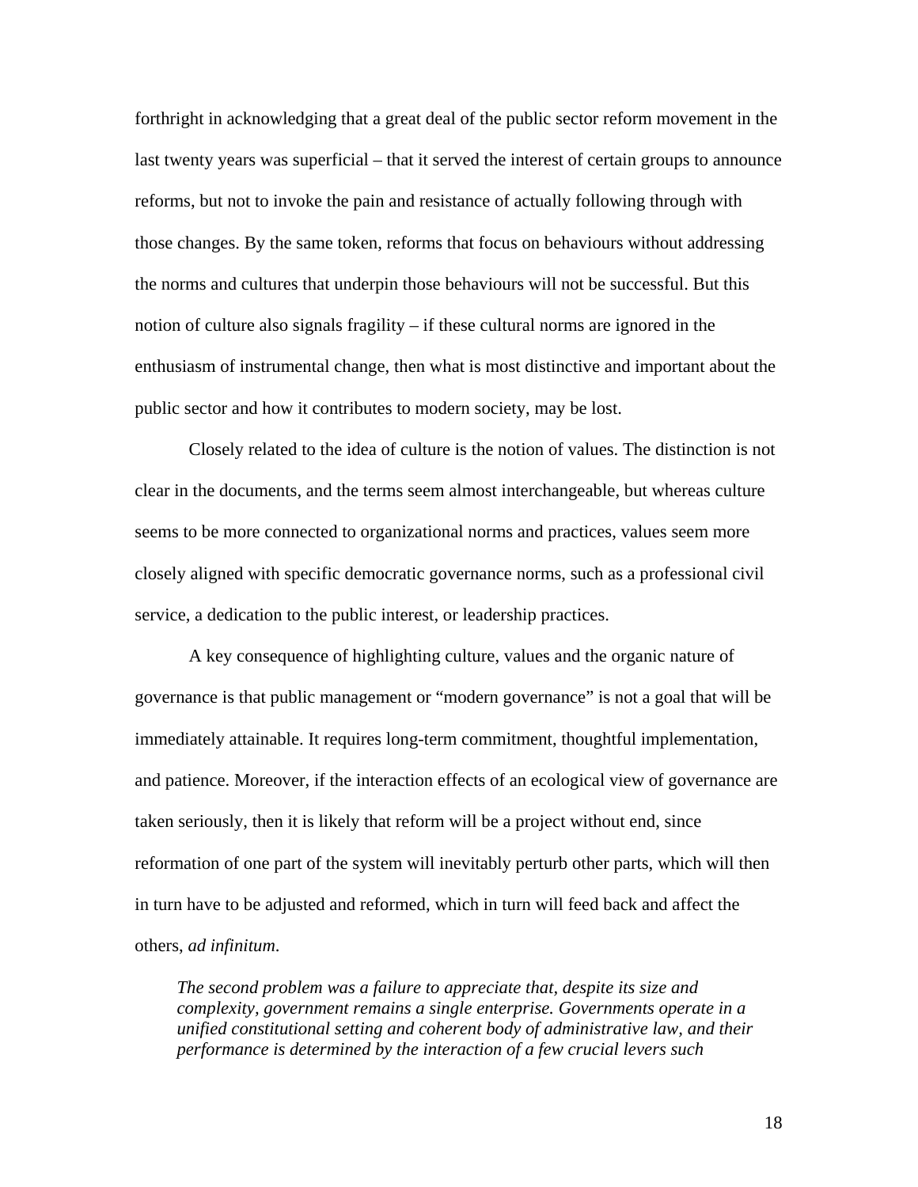forthright in acknowledging that a great deal of the public sector reform movement in the last twenty years was superficial – that it served the interest of certain groups to announce reforms, but not to invoke the pain and resistance of actually following through with those changes. By the same token, reforms that focus on behaviours without addressing the norms and cultures that underpin those behaviours will not be successful. But this notion of culture also signals fragility – if these cultural norms are ignored in the enthusiasm of instrumental change, then what is most distinctive and important about the public sector and how it contributes to modern society, may be lost.

Closely related to the idea of culture is the notion of values. The distinction is not clear in the documents, and the terms seem almost interchangeable, but whereas culture seems to be more connected to organizational norms and practices, values seem more closely aligned with specific democratic governance norms, such as a professional civil service, a dedication to the public interest, or leadership practices.

A key consequence of highlighting culture, values and the organic nature of governance is that public management or "modern governance" is not a goal that will be immediately attainable. It requires long-term commitment, thoughtful implementation, and patience. Moreover, if the interaction effects of an ecological view of governance are taken seriously, then it is likely that reform will be a project without end, since reformation of one part of the system will inevitably perturb other parts, which will then in turn have to be adjusted and reformed, which in turn will feed back and affect the others, *ad infinitum*.

> *The second problem was a failure to appreciate that, despite its size and complexity, government remains a single enterprise. Governments operate in a unified constitutional setting and coherent body of administrative law, and their performance is determined by the interaction of a few crucial levers such*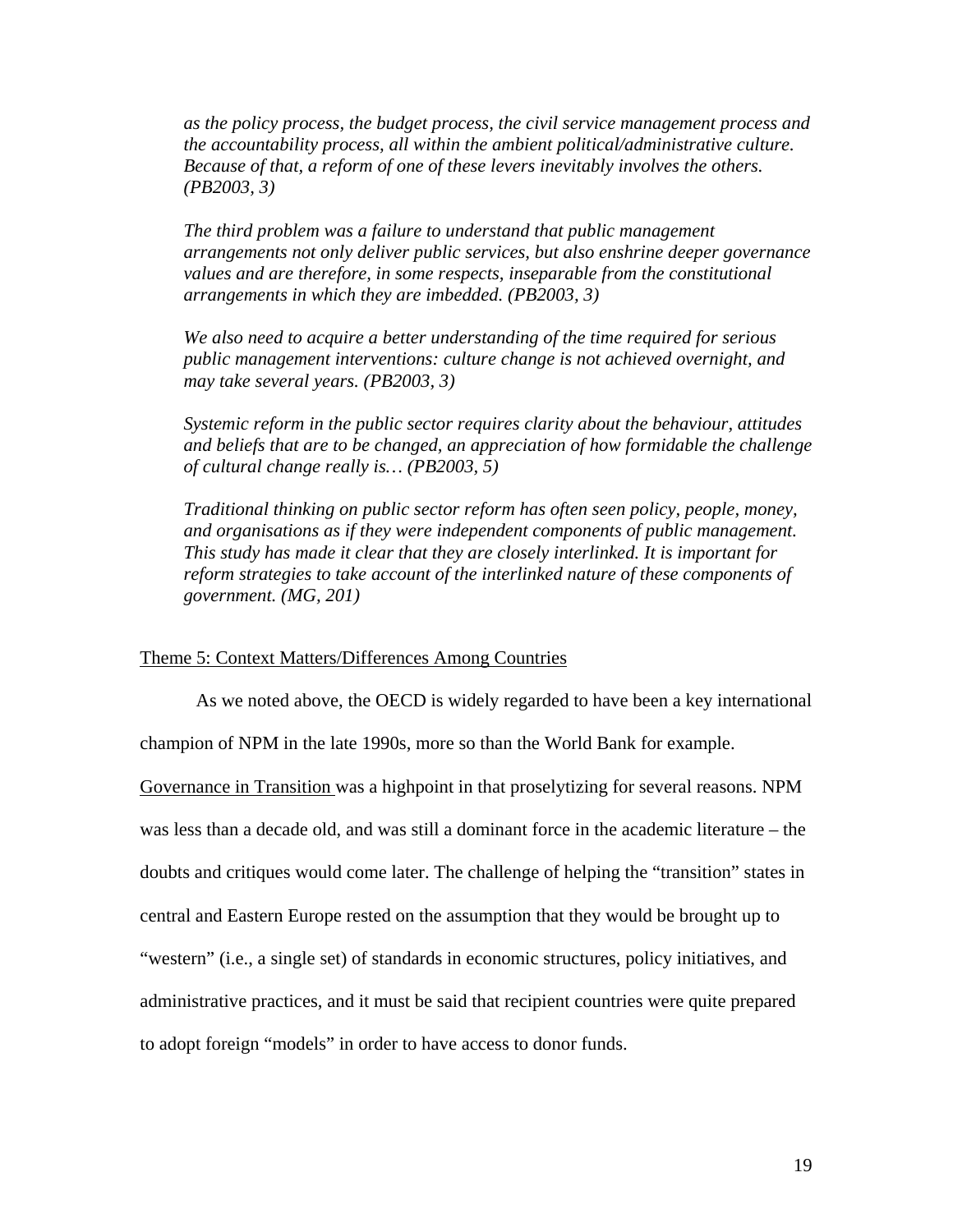*as the policy process, the budget process, the civil service management process and the accountability process, all within the ambient political/administrative culture. Because of that, a reform of one of these levers inevitably involves the others. (PB2003, 3)*

*The third problem was a failure to understand that public management arrangements not only deliver public services, but also enshrine deeper governance values and are therefore, in some respects, inseparable from the constitutional arrangements in which they are imbedded. (PB2003, 3)*

*We also need to acquire a better understanding of the time required for serious public management interventions: culture change is not achieved overnight, and may take several years. (PB2003, 3)*

*Systemic reform in the public sector requires clarity about the behaviour, attitudes and beliefs that are to be changed, an appreciation of how formidable the challenge of cultural change really is… (PB2003, 5)*

*Traditional thinking on public sector reform has often seen policy, people, money, and organisations as if they were independent components of public management. This study has made it clear that they are closely interlinked. It is important for reform strategies to take account of the interlinked nature of these components of government. (MG, 201)*

## Theme 5: Context Matters/Differences Among Countries

As we noted above, the OECD is widely regarded to have been a key international champion of NPM in the late 1990s, more so than the World Bank for example. Governance in Transition was a highpoint in that proselytizing for several reasons. NPM was less than a decade old, and was still a dominant force in the academic literature – the doubts and critiques would come later. The challenge of helping the "transition" states in central and Eastern Europe rested on the assumption that they would be brought up to "western" (i.e., a single set) of standards in economic structures, policy initiatives, and administrative practices, and it must be said that recipient countries were quite prepared to adopt foreign "models" in order to have access to donor funds.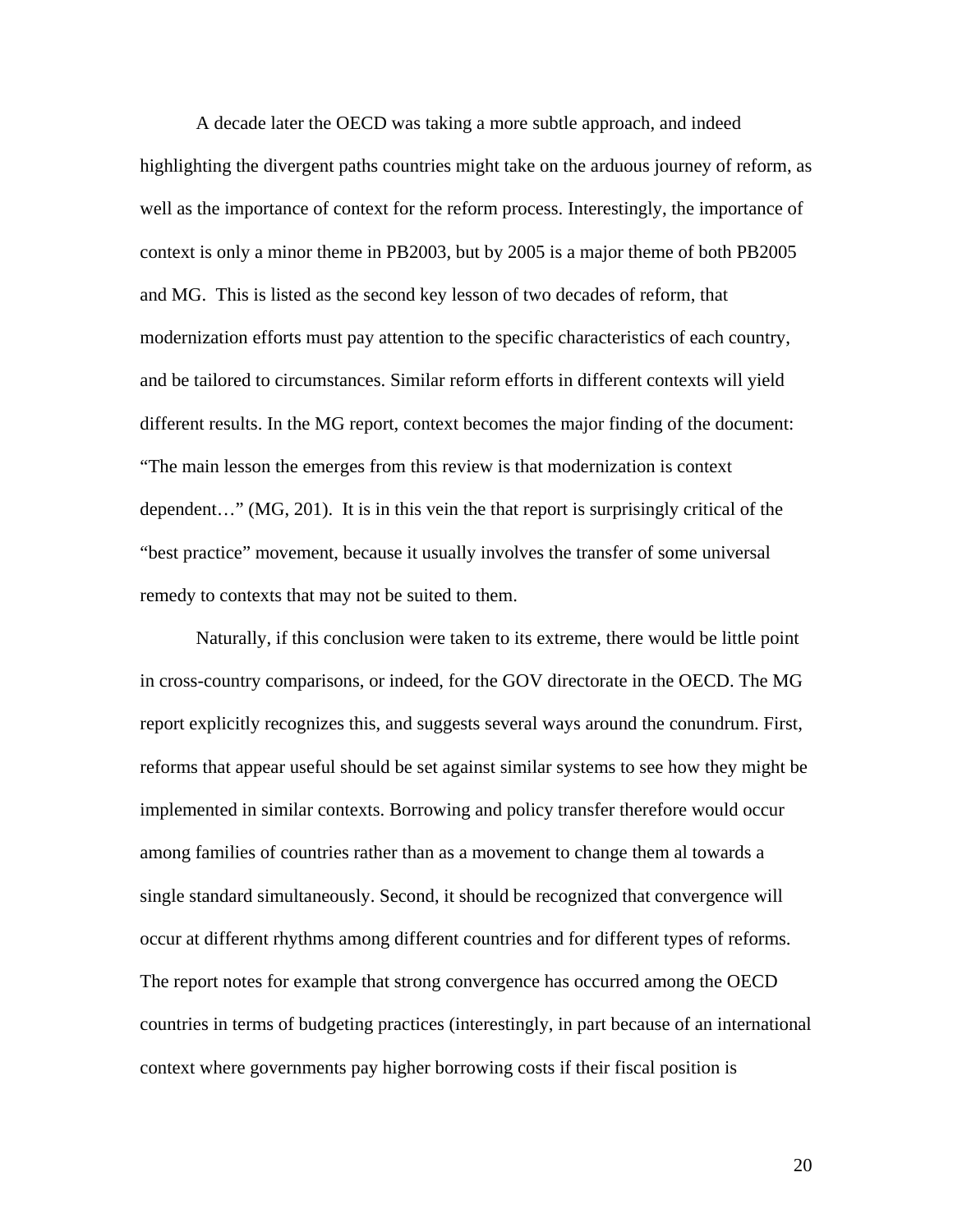A decade later the OECD was taking a more subtle approach, and indeed highlighting the divergent paths countries might take on the arduous journey of reform, as well as the importance of context for the reform process. Interestingly, the importance of context is only a minor theme in PB2003, but by 2005 is a major theme of both PB2005 and MG. This is listed as the second key lesson of two decades of reform, that modernization efforts must pay attention to the specific characteristics of each country, and be tailored to circumstances. Similar reform efforts in different contexts will yield different results. In the MG report, context becomes the major finding of the document: "The main lesson the emerges from this review is that modernization is context dependent…" (MG, 201). It is in this vein the that report is surprisingly critical of the "best practice" movement, because it usually involves the transfer of some universal remedy to contexts that may not be suited to them.

Naturally, if this conclusion were taken to its extreme, there would be little point in cross-country comparisons, or indeed, for the GOV directorate in the OECD. The MG report explicitly recognizes this, and suggests several ways around the conundrum. First, reforms that appear useful should be set against similar systems to see how they might be implemented in similar contexts. Borrowing and policy transfer therefore would occur among families of countries rather than as a movement to change them al towards a single standard simultaneously. Second, it should be recognized that convergence will occur at different rhythms among different countries and for different types of reforms. The report notes for example that strong convergence has occurred among the OECD countries in terms of budgeting practices (interestingly, in part because of an international context where governments pay higher borrowing costs if their fiscal position is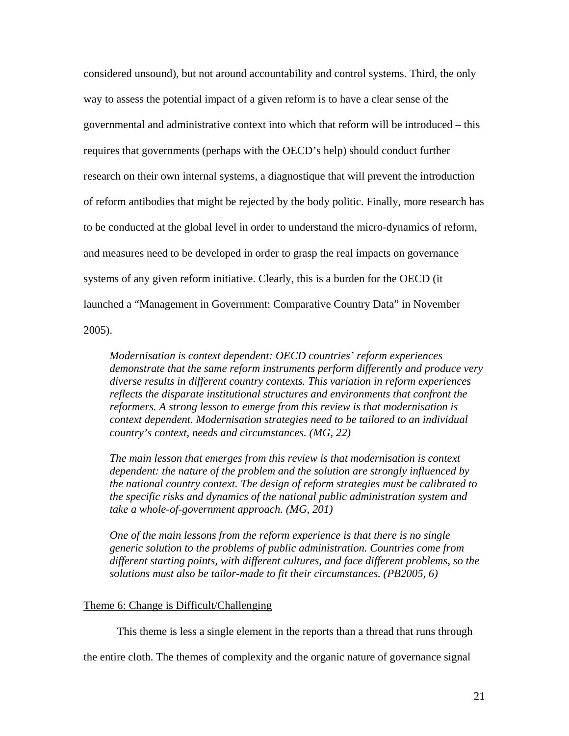considered unsound), but not around accountability and control systems. Third, the only way to assess the potential impact of a given reform is to have a clear sense of the governmental and administrative context into which that reform will be introduced – this requires that governments (perhaps with the OECD's help) should conduct further research on their own internal systems, a diagnostique that will prevent the introduction of reform antibodies that might be rejected by the body politic. Finally, more research has to be conducted at the global level in order to understand the micro-dynamics of reform, and measures need to be developed in order to grasp the real impacts on governance systems of any given reform initiative. Clearly, this is a burden for the OECD (it launched a "Management in Government: Comparative Country Data" in November 2005).

> *Modernisation is context dependent: OECD countries' reform experiences demonstrate that the same reform instruments perform differently and produce very diverse results in different country contexts. This variation in reform experiences reflects the disparate institutional structures and environments that confront the reformers. A strong lesson to emerge from this review is that modernisation is context dependent. Modernisation strategies need to be tailored to an individual country's context, needs and circumstances. (MG, 22)*

> *The main lesson that emerges from this review is that modernisation is context dependent: the nature of the problem and the solution are strongly influenced by the national country context. The design of reform strategies must be calibrated to the specific risks and dynamics of the national public administration system and take a whole-of-government approach. (MG, 201)*

> *One of the main lessons from the reform experience is that there is no single generic solution to the problems of public administration. Countries come from different starting points, with different cultures, and face different problems, so the solutions must also be tailor-made to fit their circumstances. (PB2005, 6)*

Theme 6: Change is Difficult/Challenging

This theme is less a single element in the reports than a thread that runs through the entire cloth. The themes of complexity and the organic nature of governance signal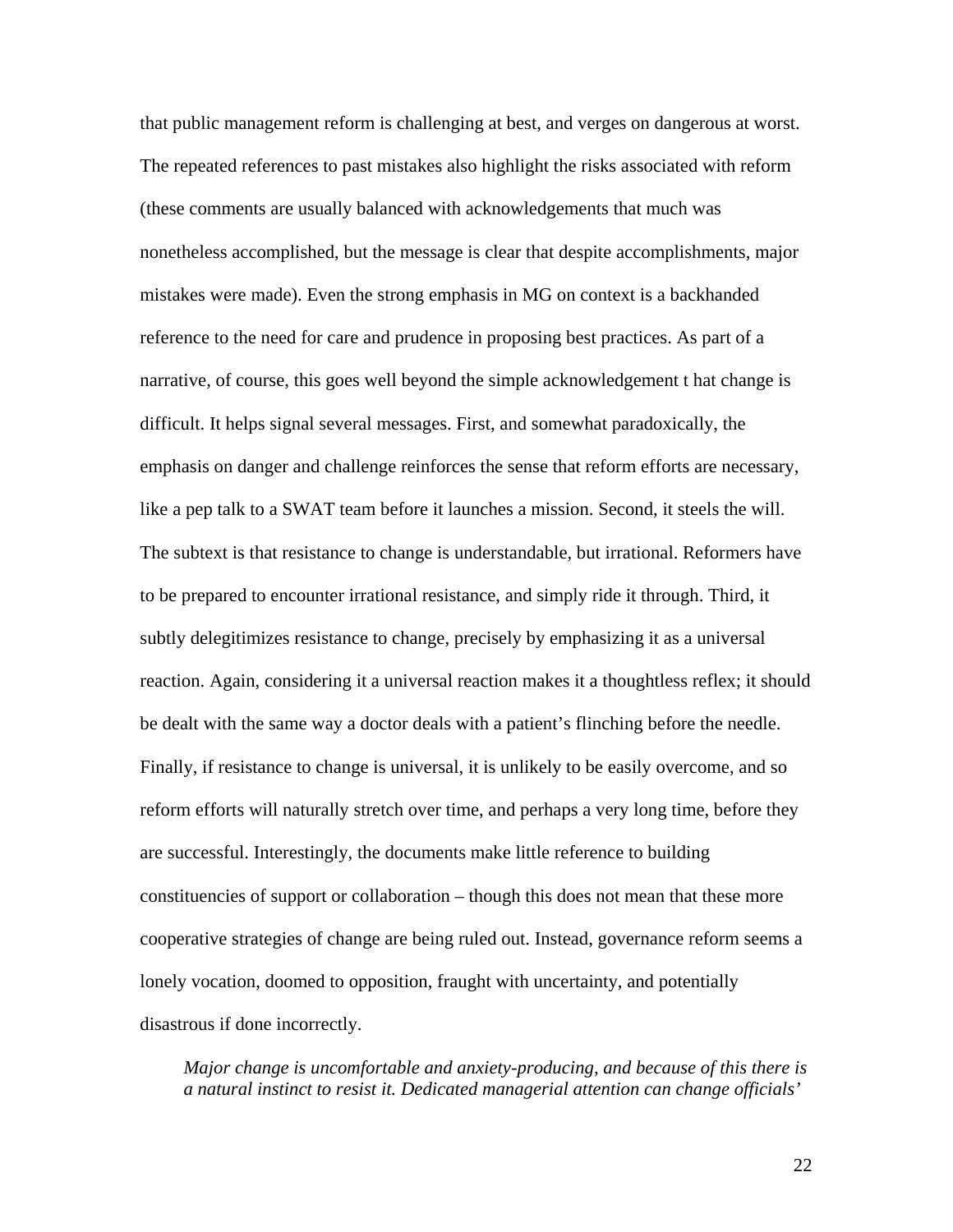that public management reform is challenging at best, and verges on dangerous at worst. The repeated references to past mistakes also highlight the risks associated with reform (these comments are usually balanced with acknowledgements that much was nonetheless accomplished, but the message is clear that despite accomplishments, major mistakes were made). Even the strong emphasis in MG on context is a backhanded reference to the need for care and prudence in proposing best practices. As part of a narrative, of course, this goes well beyond the simple acknowledgement t hat change is difficult. It helps signal several messages. First, and somewhat paradoxically, the emphasis on danger and challenge reinforces the sense that reform efforts are necessary, like a pep talk to a SWAT team before it launches a mission. Second, it steels the will. The subtext is that resistance to change is understandable, but irrational. Reformers have to be prepared to encounter irrational resistance, and simply ride it through. Third, it subtly delegitimizes resistance to change, precisely by emphasizing it as a universal reaction. Again, considering it a universal reaction makes it a thoughtless reflex; it should be dealt with the same way a doctor deals with a patient's flinching before the needle. Finally, if resistance to change is universal, it is unlikely to be easily overcome, and so reform efforts will naturally stretch over time, and perhaps a very long time, before they are successful. Interestingly, the documents make little reference to building constituencies of support or collaboration – though this does not mean that these more cooperative strategies of change are being ruled out. Instead, governance reform seems a lonely vocation, doomed to opposition, fraught with uncertainty, and potentially disastrous if done incorrectly.

> *Major change is uncomfortable and anxiety-producing, and because of this there is a natural instinct to resist it. Dedicated managerial attention can change officials'*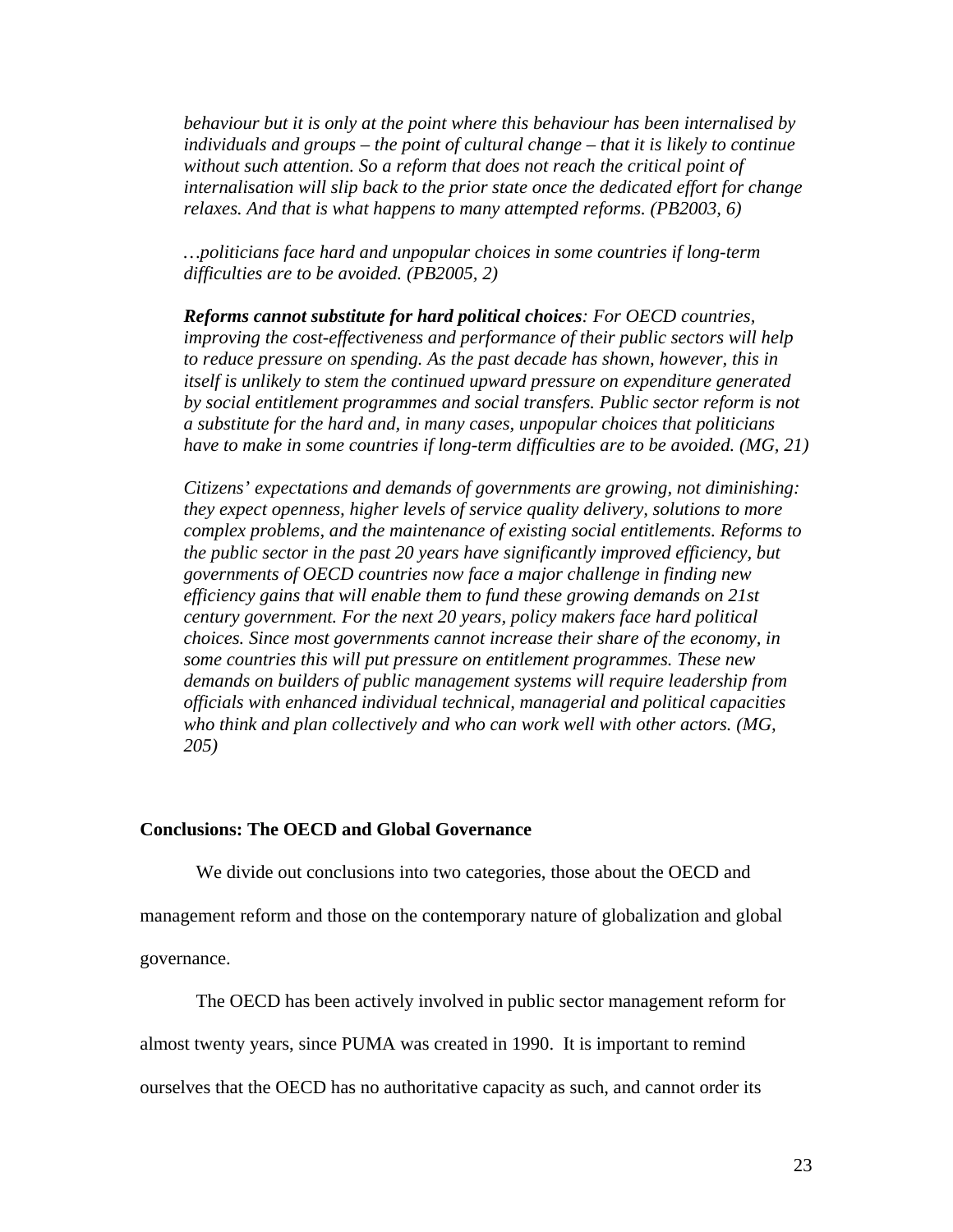*behaviour but it is only at the point where this behaviour has been internalised by individuals and groups – the point of cultural change – that it is likely to continue without such attention. So a reform that does not reach the critical point of internalisation will slip back to the prior state once the dedicated effort for change relaxes. And that is what happens to many attempted reforms. (PB2003, 6)*

*…politicians face hard and unpopular choices in some countries if long-term difficulties are to be avoided. (PB2005, 2)*

***Reforms cannot substitute for hard political choices**: For OECD countries, improving the cost-effectiveness and performance of their public sectors will help to reduce pressure on spending. As the past decade has shown, however, this in itself is unlikely to stem the continued upward pressure on expenditure generated by social entitlement programmes and social transfers. Public sector reform is not a substitute for the hard and, in many cases, unpopular choices that politicians have to make in some countries if long-term difficulties are to be avoided. (MG, 21)*

*Citizens' expectations and demands of governments are growing, not diminishing: they expect openness, higher levels of service quality delivery, solutions to more complex problems, and the maintenance of existing social entitlements. Reforms to the public sector in the past 20 years have significantly improved efficiency, but governments of OECD countries now face a major challenge in finding new efficiency gains that will enable them to fund these growing demands on 21st century government. For the next 20 years, policy makers face hard political choices. Since most governments cannot increase their share of the economy, in some countries this will put pressure on entitlement programmes. These new demands on builders of public management systems will require leadership from officials with enhanced individual technical, managerial and political capacities who think and plan collectively and who can work well with other actors. (MG, 205)*

## Conclusions: The OECD and Global Governance

We divide out conclusions into two categories, those about the OECD and management reform and those on the contemporary nature of globalization and global governance.

The OECD has been actively involved in public sector management reform for almost twenty years, since PUMA was created in 1990. It is important to remind ourselves that the OECD has no authoritative capacity as such, and cannot order its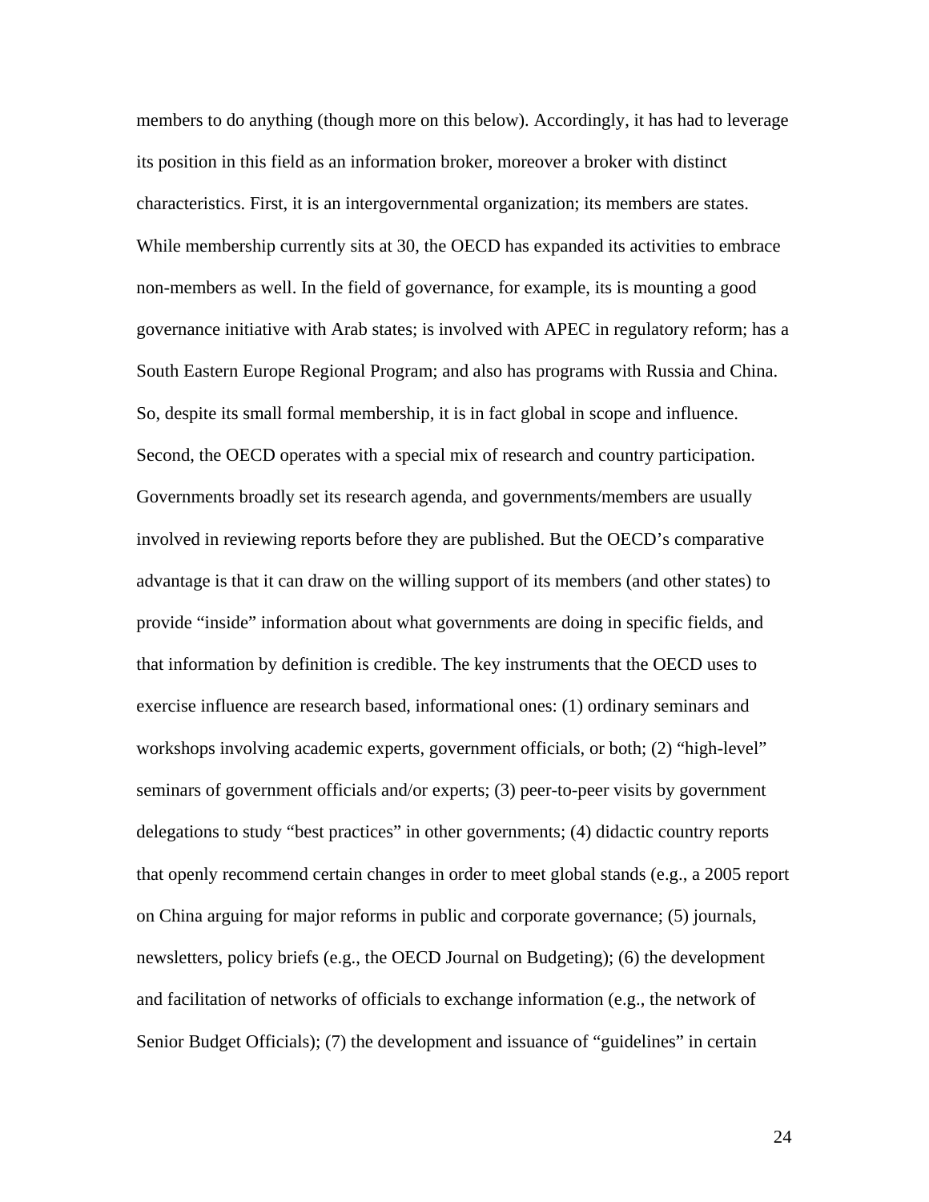members to do anything (though more on this below). Accordingly, it has had to leverage its position in this field as an information broker, moreover a broker with distinct characteristics. First, it is an intergovernmental organization; its members are states. While membership currently sits at 30, the OECD has expanded its activities to embrace non-members as well. In the field of governance, for example, its is mounting a good governance initiative with Arab states; is involved with APEC in regulatory reform; has a South Eastern Europe Regional Program; and also has programs with Russia and China. So, despite its small formal membership, it is in fact global in scope and influence. Second, the OECD operates with a special mix of research and country participation. Governments broadly set its research agenda, and governments/members are usually involved in reviewing reports before they are published. But the OECD's comparative advantage is that it can draw on the willing support of its members (and other states) to provide "inside" information about what governments are doing in specific fields, and that information by definition is credible. The key instruments that the OECD uses to exercise influence are research based, informational ones: (1) ordinary seminars and workshops involving academic experts, government officials, or both; (2) "high-level" seminars of government officials and/or experts; (3) peer-to-peer visits by government delegations to study "best practices" in other governments; (4) didactic country reports that openly recommend certain changes in order to meet global stands (e.g., a 2005 report on China arguing for major reforms in public and corporate governance; (5) journals, newsletters, policy briefs (e.g., the OECD Journal on Budgeting); (6) the development and facilitation of networks of officials to exchange information (e.g., the network of Senior Budget Officials); (7) the development and issuance of "guidelines" in certain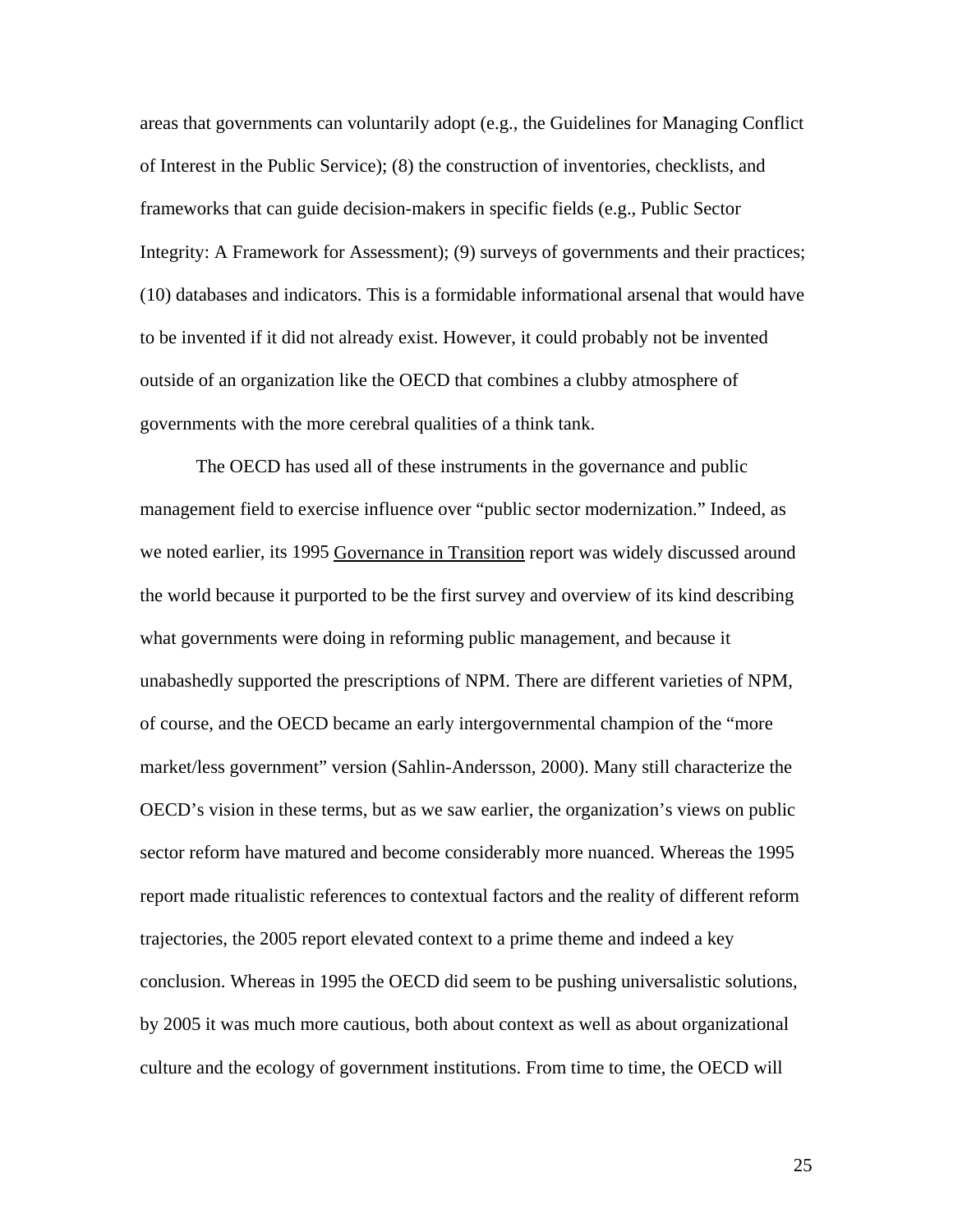areas that governments can voluntarily adopt (e.g., the Guidelines for Managing Conflict of Interest in the Public Service); (8) the construction of inventories, checklists, and frameworks that can guide decision-makers in specific fields (e.g., Public Sector Integrity: A Framework for Assessment); (9) surveys of governments and their practices; (10) databases and indicators. This is a formidable informational arsenal that would have to be invented if it did not already exist. However, it could probably not be invented outside of an organization like the OECD that combines a clubby atmosphere of governments with the more cerebral qualities of a think tank.

The OECD has used all of these instruments in the governance and public management field to exercise influence over "public sector modernization." Indeed, as we noted earlier, its 1995 Governance in Transition report was widely discussed around the world because it purported to be the first survey and overview of its kind describing what governments were doing in reforming public management, and because it unabashedly supported the prescriptions of NPM. There are different varieties of NPM, of course, and the OECD became an early intergovernmental champion of the "more market/less government" version (Sahlin-Andersson, 2000). Many still characterize the OECD's vision in these terms, but as we saw earlier, the organization's views on public sector reform have matured and become considerably more nuanced. Whereas the 1995 report made ritualistic references to contextual factors and the reality of different reform trajectories, the 2005 report elevated context to a prime theme and indeed a key conclusion. Whereas in 1995 the OECD did seem to be pushing universalistic solutions, by 2005 it was much more cautious, both about context as well as about organizational culture and the ecology of government institutions. From time to time, the OECD will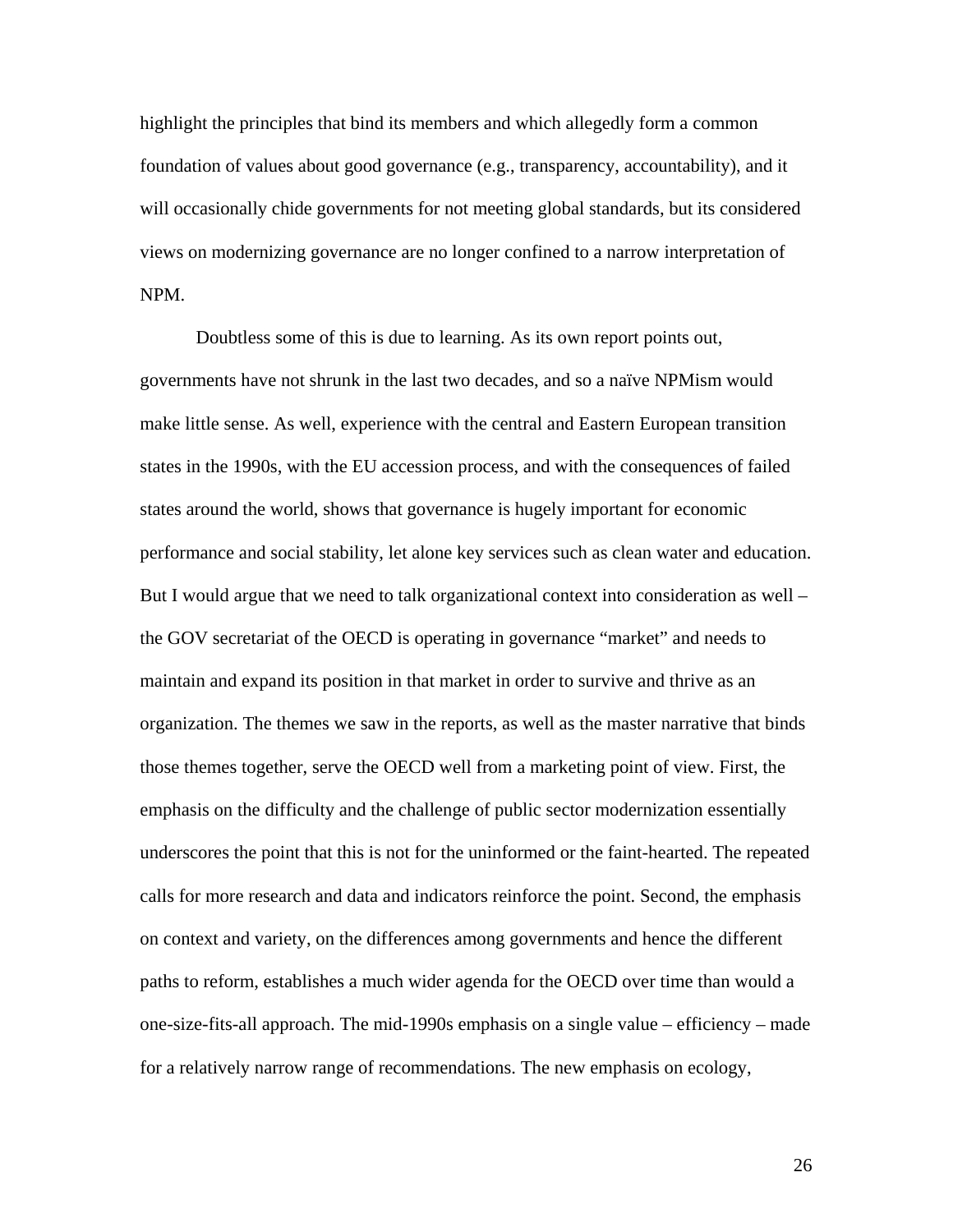highlight the principles that bind its members and which allegedly form a common foundation of values about good governance (e.g., transparency, accountability), and it will occasionally chide governments for not meeting global standards, but its considered views on modernizing governance are no longer confined to a narrow interpretation of NPM.

Doubtless some of this is due to learning. As its own report points out, governments have not shrunk in the last two decades, and so a naïve NPMism would make little sense. As well, experience with the central and Eastern European transition states in the 1990s, with the EU accession process, and with the consequences of failed states around the world, shows that governance is hugely important for economic performance and social stability, let alone key services such as clean water and education. But I would argue that we need to talk organizational context into consideration as well – the GOV secretariat of the OECD is operating in governance "market" and needs to maintain and expand its position in that market in order to survive and thrive as an organization. The themes we saw in the reports, as well as the master narrative that binds those themes together, serve the OECD well from a marketing point of view. First, the emphasis on the difficulty and the challenge of public sector modernization essentially underscores the point that this is not for the uninformed or the faint-hearted. The repeated calls for more research and data and indicators reinforce the point. Second, the emphasis on context and variety, on the differences among governments and hence the different paths to reform, establishes a much wider agenda for the OECD over time than would a one-size-fits-all approach. The mid-1990s emphasis on a single value – efficiency – made for a relatively narrow range of recommendations. The new emphasis on ecology,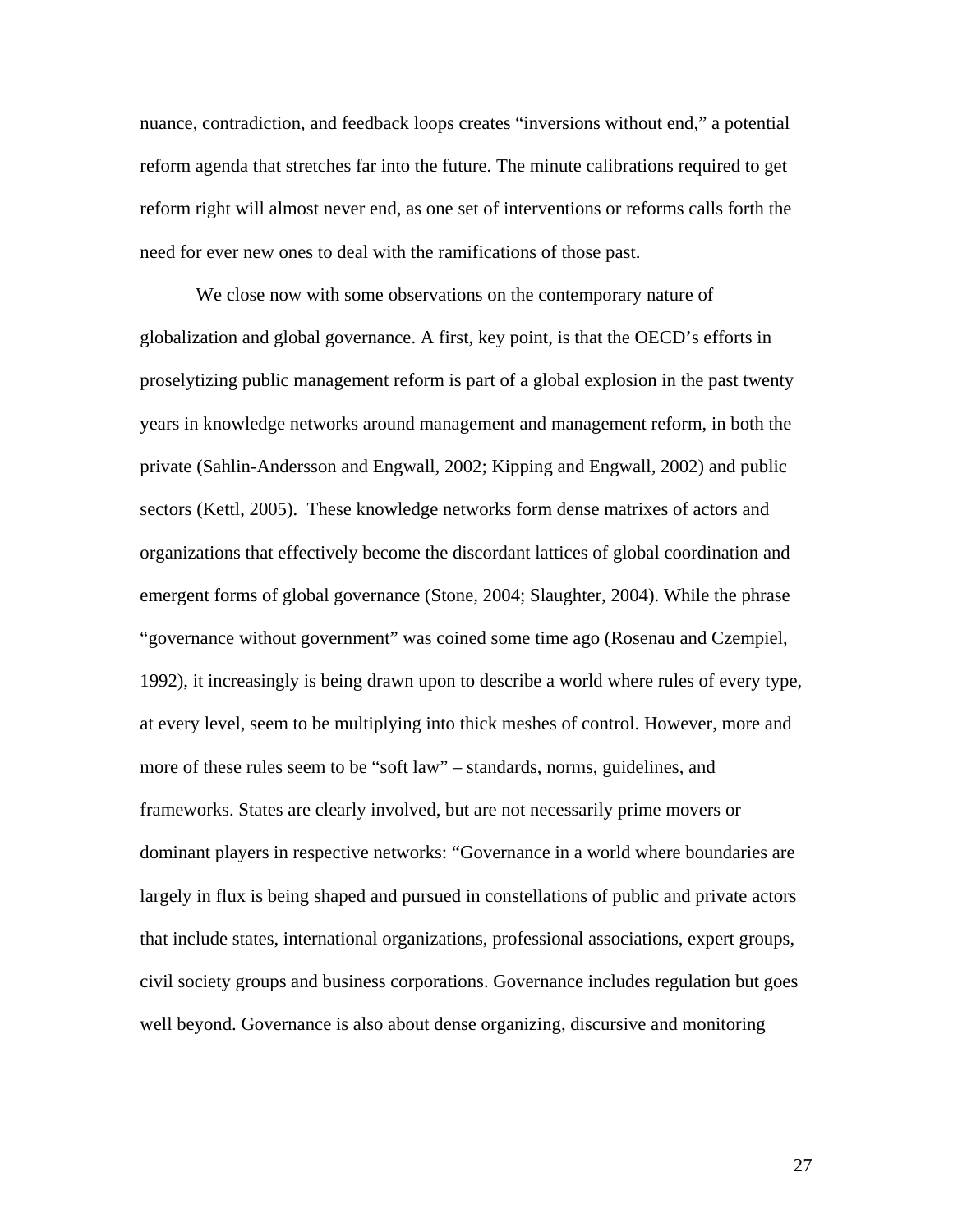nuance, contradiction, and feedback loops creates "inversions without end," a potential reform agenda that stretches far into the future. The minute calibrations required to get reform right will almost never end, as one set of interventions or reforms calls forth the need for ever new ones to deal with the ramifications of those past.

We close now with some observations on the contemporary nature of globalization and global governance. A first, key point, is that the OECD's efforts in proselytizing public management reform is part of a global explosion in the past twenty years in knowledge networks around management and management reform, in both the private (Sahlin-Andersson and Engwall, 2002; Kipping and Engwall, 2002) and public sectors (Kettl, 2005). These knowledge networks form dense matrixes of actors and organizations that effectively become the discordant lattices of global coordination and emergent forms of global governance (Stone, 2004; Slaughter, 2004). While the phrase "governance without government" was coined some time ago (Rosenau and Czempiel, 1992), it increasingly is being drawn upon to describe a world where rules of every type, at every level, seem to be multiplying into thick meshes of control. However, more and more of these rules seem to be "soft law" – standards, norms, guidelines, and frameworks. States are clearly involved, but are not necessarily prime movers or dominant players in respective networks: "Governance in a world where boundaries are largely in flux is being shaped and pursued in constellations of public and private actors that include states, international organizations, professional associations, expert groups, civil society groups and business corporations. Governance includes regulation but goes well beyond. Governance is also about dense organizing, discursive and monitoring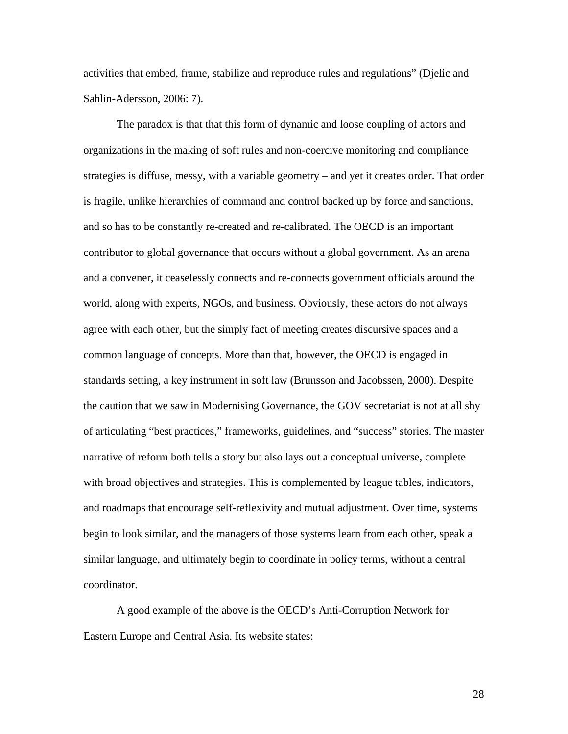activities that embed, frame, stabilize and reproduce rules and regulations" (Djelic and Sahlin-Adersson, 2006: 7).

The paradox is that that this form of dynamic and loose coupling of actors and organizations in the making of soft rules and non-coercive monitoring and compliance strategies is diffuse, messy, with a variable geometry – and yet it creates order. That order is fragile, unlike hierarchies of command and control backed up by force and sanctions, and so has to be constantly re-created and re-calibrated. The OECD is an important contributor to global governance that occurs without a global government. As an arena and a convener, it ceaselessly connects and re-connects government officials around the world, along with experts, NGOs, and business. Obviously, these actors do not always agree with each other, but the simply fact of meeting creates discursive spaces and a common language of concepts. More than that, however, the OECD is engaged in standards setting, a key instrument in soft law (Brunsson and Jacobssen, 2000). Despite the caution that we saw in <u>Modernising Governance</u>, the GOV secretariat is not at all shy of articulating "best practices," frameworks, guidelines, and "success" stories. The master narrative of reform both tells a story but also lays out a conceptual universe, complete with broad objectives and strategies. This is complemented by league tables, indicators, and roadmaps that encourage self-reflexivity and mutual adjustment. Over time, systems begin to look similar, and the managers of those systems learn from each other, speak a similar language, and ultimately begin to coordinate in policy terms, without a central coordinator.

A good example of the above is the OECD's Anti-Corruption Network for Eastern Europe and Central Asia. Its website states: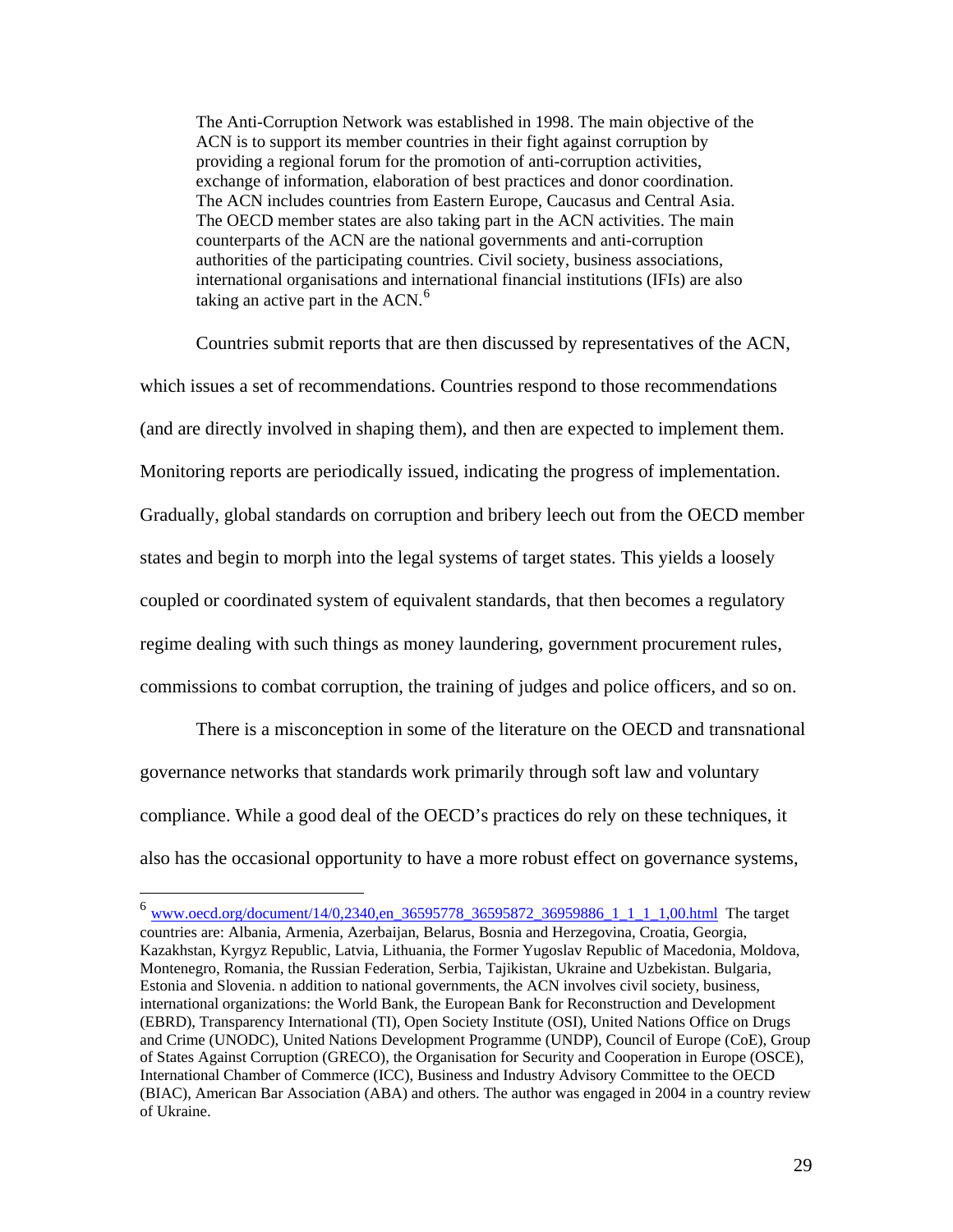> The Anti-Corruption Network was established in 1998. The main objective of the ACN is to support its member countries in their fight against corruption by providing a regional forum for the promotion of anti-corruption activities, exchange of information, elaboration of best practices and donor coordination. The ACN includes countries from Eastern Europe, Caucasus and Central Asia. The OECD member states are also taking part in the ACN activities. The main counterparts of the ACN are the national governments and anti-corruption authorities of the participating countries. Civil society, business associations, international organisations and international financial institutions (IFIs) are also taking an active part in the ACN.[6]

Countries submit reports that are then discussed by representatives of the ACN, which issues a set of recommendations. Countries respond to those recommendations (and are directly involved in shaping them), and then are expected to implement them. Monitoring reports are periodically issued, indicating the progress of implementation. Gradually, global standards on corruption and bribery leech out from the OECD member states and begin to morph into the legal systems of target states. This yields a loosely coupled or coordinated system of equivalent standards, that then becomes a regulatory regime dealing with such things as money laundering, government procurement rules, commissions to combat corruption, the training of judges and police officers, and so on.

There is a misconception in some of the literature on the OECD and transnational governance networks that standards work primarily through soft law and voluntary compliance. While a good deal of the OECD's practices do rely on these techniques, it also has the occasional opportunity to have a more robust effect on governance systems,

---

[6] www.oecd.org/document/14/0,2340,en_36595778_36595872_36959886_1_1_1_1,00.html The target countries are: Albania, Armenia, Azerbaijan, Belarus, Bosnia and Herzegovina, Croatia, Georgia, Kazakhstan, Kyrgyz Republic, Latvia, Lithuania, the Former Yugoslav Republic of Macedonia, Moldova, Montenegro, Romania, the Russian Federation, Serbia, Tajikistan, Ukraine and Uzbekistan. Bulgaria, Estonia and Slovenia. n addition to national governments, the ACN involves civil society, business, international organizations: the World Bank, the European Bank for Reconstruction and Development (EBRD), Transparency International (TI), Open Society Institute (OSI), United Nations Office on Drugs and Crime (UNODC), United Nations Development Programme (UNDP), Council of Europe (CoE), Group of States Against Corruption (GRECO), the Organisation for Security and Cooperation in Europe (OSCE), International Chamber of Commerce (ICC), Business and Industry Advisory Committee to the OECD (BIAC), American Bar Association (ABA) and others. The author was engaged in 2004 in a country review of Ukraine.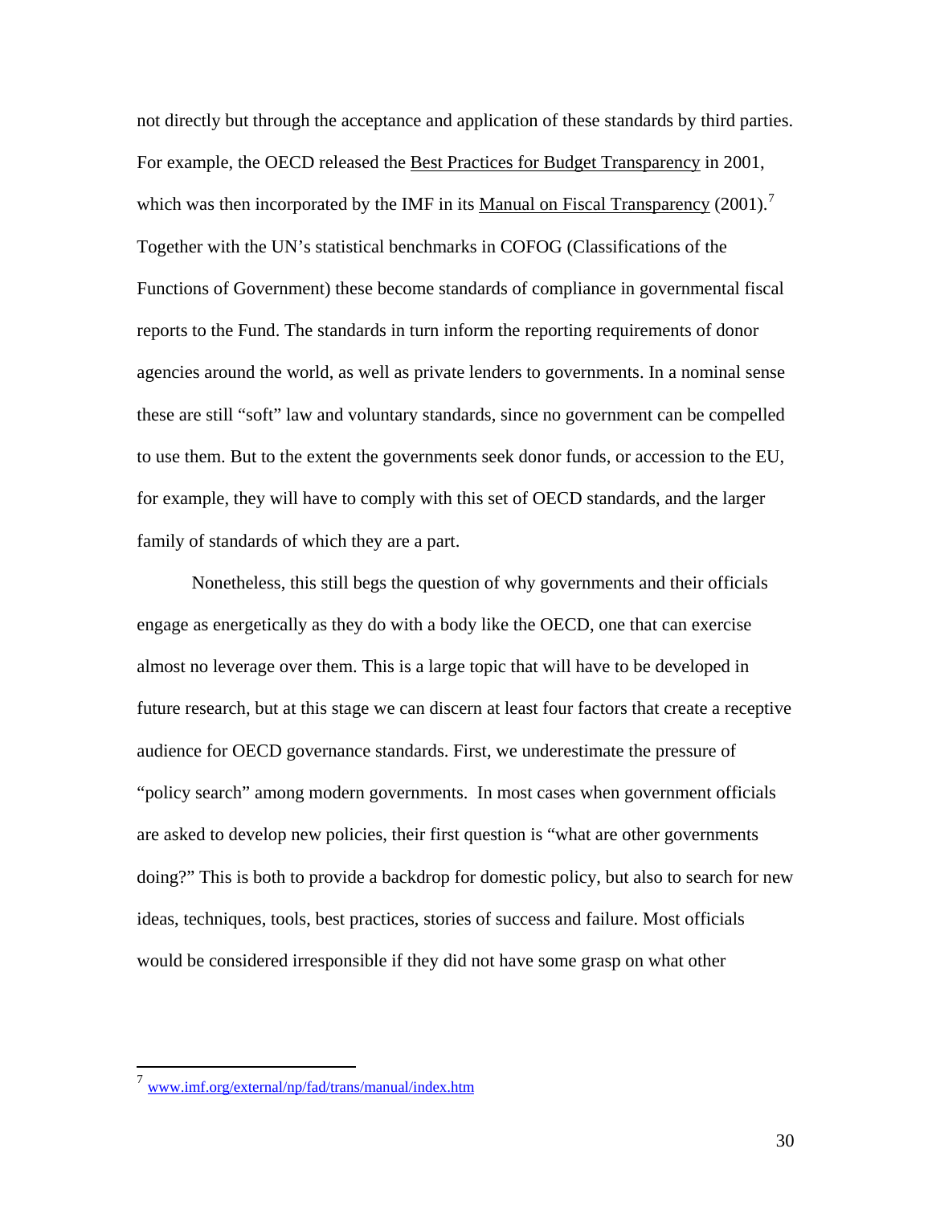not directly but through the acceptance and application of these standards by third parties. For example, the OECD released the Best Practices for Budget Transparency in 2001, which was then incorporated by the IMF in its Manual on Fiscal Transparency (2001).[7] Together with the UN's statistical benchmarks in COFOG (Classifications of the Functions of Government) these become standards of compliance in governmental fiscal reports to the Fund. The standards in turn inform the reporting requirements of donor agencies around the world, as well as private lenders to governments. In a nominal sense these are still "soft" law and voluntary standards, since no government can be compelled to use them. But to the extent the governments seek donor funds, or accession to the EU, for example, they will have to comply with this set of OECD standards, and the larger family of standards of which they are a part.

Nonetheless, this still begs the question of why governments and their officials engage as energetically as they do with a body like the OECD, one that can exercise almost no leverage over them. This is a large topic that will have to be developed in future research, but at this stage we can discern at least four factors that create a receptive audience for OECD governance standards. First, we underestimate the pressure of "policy search" among modern governments. In most cases when government officials are asked to develop new policies, their first question is "what are other governments doing?" This is both to provide a backdrop for domestic policy, but also to search for new ideas, techniques, tools, best practices, stories of success and failure. Most officials would be considered irresponsible if they did not have some grasp on what other

---

[7] www.imf.org/external/np/fad/trans/manual/index.htm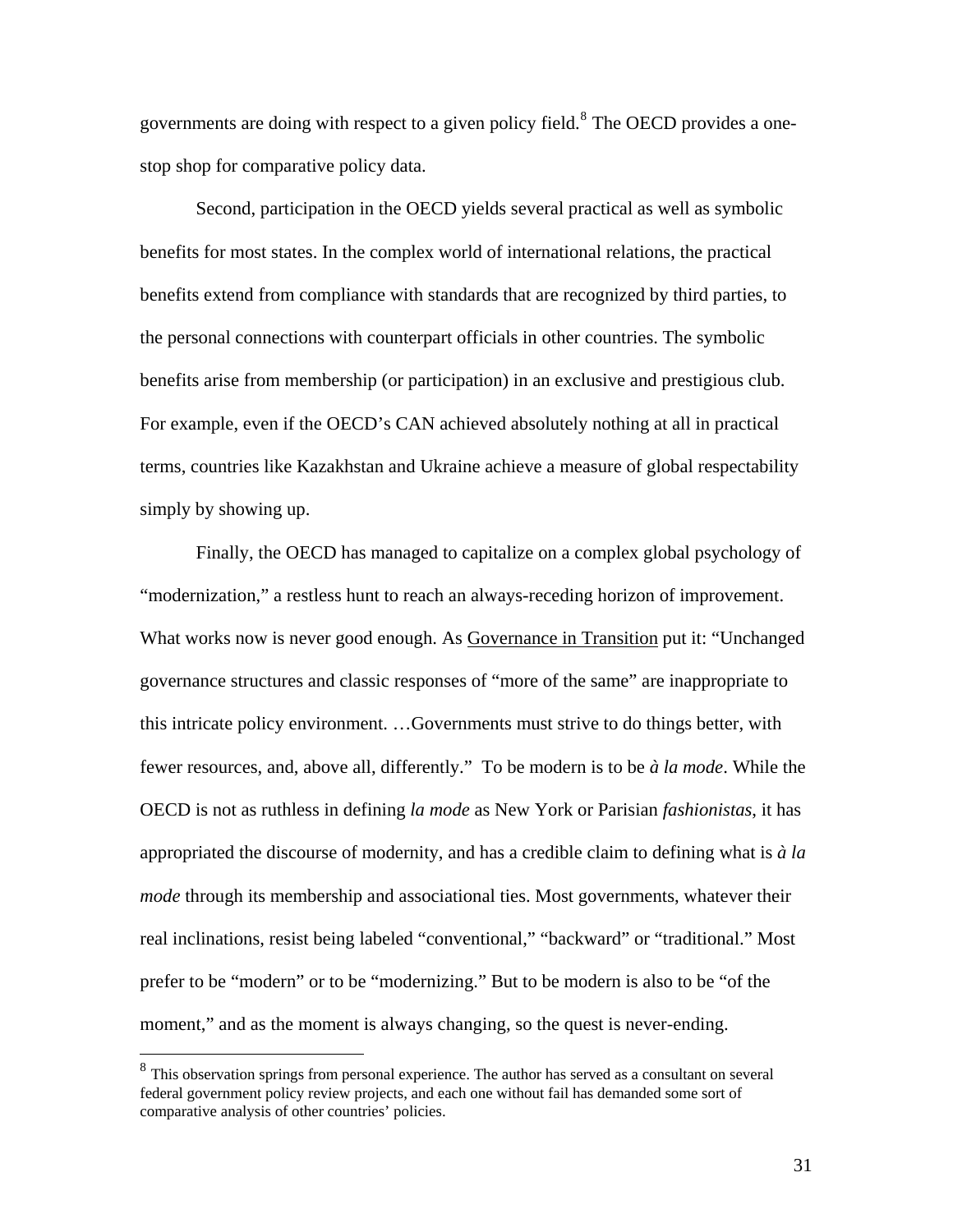governments are doing with respect to a given policy field.[8] The OECD provides a one-stop shop for comparative policy data.

Second, participation in the OECD yields several practical as well as symbolic benefits for most states. In the complex world of international relations, the practical benefits extend from compliance with standards that are recognized by third parties, to the personal connections with counterpart officials in other countries. The symbolic benefits arise from membership (or participation) in an exclusive and prestigious club. For example, even if the OECD's CAN achieved absolutely nothing at all in practical terms, countries like Kazakhstan and Ukraine achieve a measure of global respectability simply by showing up.

Finally, the OECD has managed to capitalize on a complex global psychology of "modernization," a restless hunt to reach an always-receding horizon of improvement. What works now is never good enough. As Governance in Transition put it: "Unchanged governance structures and classic responses of "more of the same" are inappropriate to this intricate policy environment. …Governments must strive to do things better, with fewer resources, and, above all, differently." To be modern is to be *à la mode*. While the OECD is not as ruthless in defining *la mode* as New York or Parisian *fashionistas*, it has appropriated the discourse of modernity, and has a credible claim to defining what is *à la mode* through its membership and associational ties. Most governments, whatever their real inclinations, resist being labeled "conventional," "backward" or "traditional." Most prefer to be "modern" or to be "modernizing." But to be modern is also to be "of the moment," and as the moment is always changing, so the quest is never-ending.

---

[8] This observation springs from personal experience. The author has served as a consultant on several federal government policy review projects, and each one without fail has demanded some sort of comparative analysis of other countries' policies.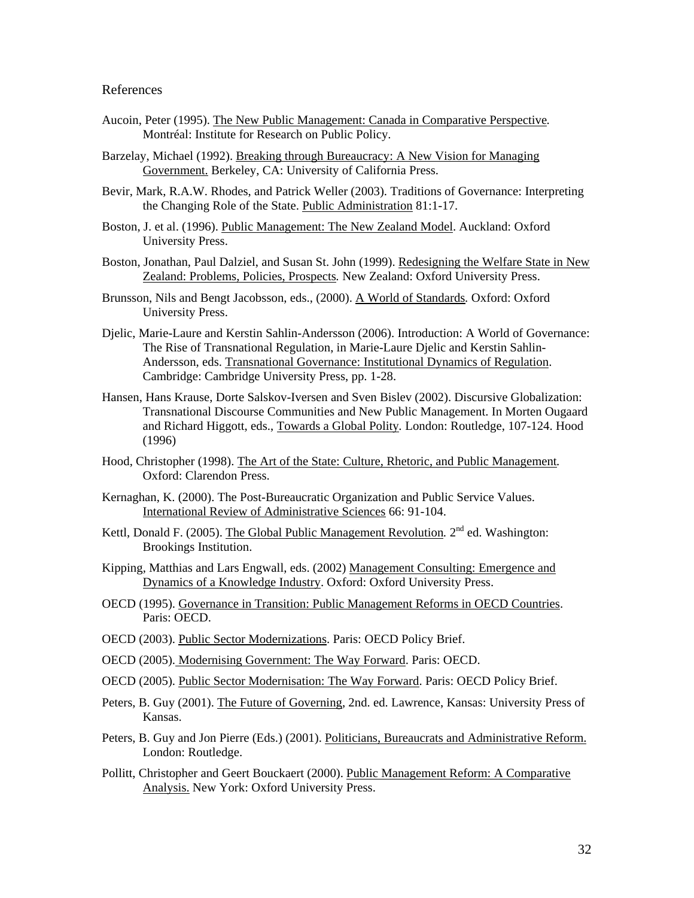References

Aucoin, Peter (1995). The New Public Management: Canada in Comparative Perspective. Montréal: Institute for Research on Public Policy.

Barzelay, Michael (1992). Breaking through Bureaucracy: A New Vision for Managing Government. Berkeley, CA: University of California Press.

Bevir, Mark, R.A.W. Rhodes, and Patrick Weller (2003). Traditions of Governance: Interpreting the Changing Role of the State. Public Administration 81:1-17.

Boston, J. et al. (1996). Public Management: The New Zealand Model. Auckland: Oxford University Press.

Boston, Jonathan, Paul Dalziel, and Susan St. John (1999). Redesigning the Welfare State in New Zealand: Problems, Policies, Prospects. New Zealand: Oxford University Press.

Brunsson, Nils and Bengt Jacobsson, eds., (2000). A World of Standards. Oxford: Oxford University Press.

Djelic, Marie-Laure and Kerstin Sahlin-Andersson (2006). Introduction: A World of Governance: The Rise of Transnational Regulation, in Marie-Laure Djelic and Kerstin Sahlin-Andersson, eds. Transnational Governance: Institutional Dynamics of Regulation. Cambridge: Cambridge University Press, pp. 1-28.

Hansen, Hans Krause, Dorte Salskov-Iversen and Sven Bislev (2002). Discursive Globalization: Transnational Discourse Communities and New Public Management. In Morten Ougaard and Richard Higgott, eds., Towards a Global Polity. London: Routledge, 107-124. Hood (1996)

Hood, Christopher (1998). The Art of the State: Culture, Rhetoric, and Public Management. Oxford: Clarendon Press.

Kernaghan, K. (2000). The Post-Bureaucratic Organization and Public Service Values. International Review of Administrative Sciences 66: 91-104.

Kettl, Donald F. (2005). The Global Public Management Revolution. 2nd ed. Washington: Brookings Institution.

Kipping, Matthias and Lars Engwall, eds. (2002) Management Consulting: Emergence and Dynamics of a Knowledge Industry. Oxford: Oxford University Press.

OECD (1995). Governance in Transition: Public Management Reforms in OECD Countries. Paris: OECD.

OECD (2003). Public Sector Modernizations. Paris: OECD Policy Brief.

OECD (2005). Modernising Government: The Way Forward. Paris: OECD.

OECD (2005). Public Sector Modernisation: The Way Forward. Paris: OECD Policy Brief.

Peters, B. Guy (2001). The Future of Governing, 2nd. ed. Lawrence, Kansas: University Press of Kansas.

Peters, B. Guy and Jon Pierre (Eds.) (2001). Politicians, Bureaucrats and Administrative Reform. London: Routledge.

Pollitt, Christopher and Geert Bouckaert (2000). Public Management Reform: A Comparative Analysis. New York: Oxford University Press.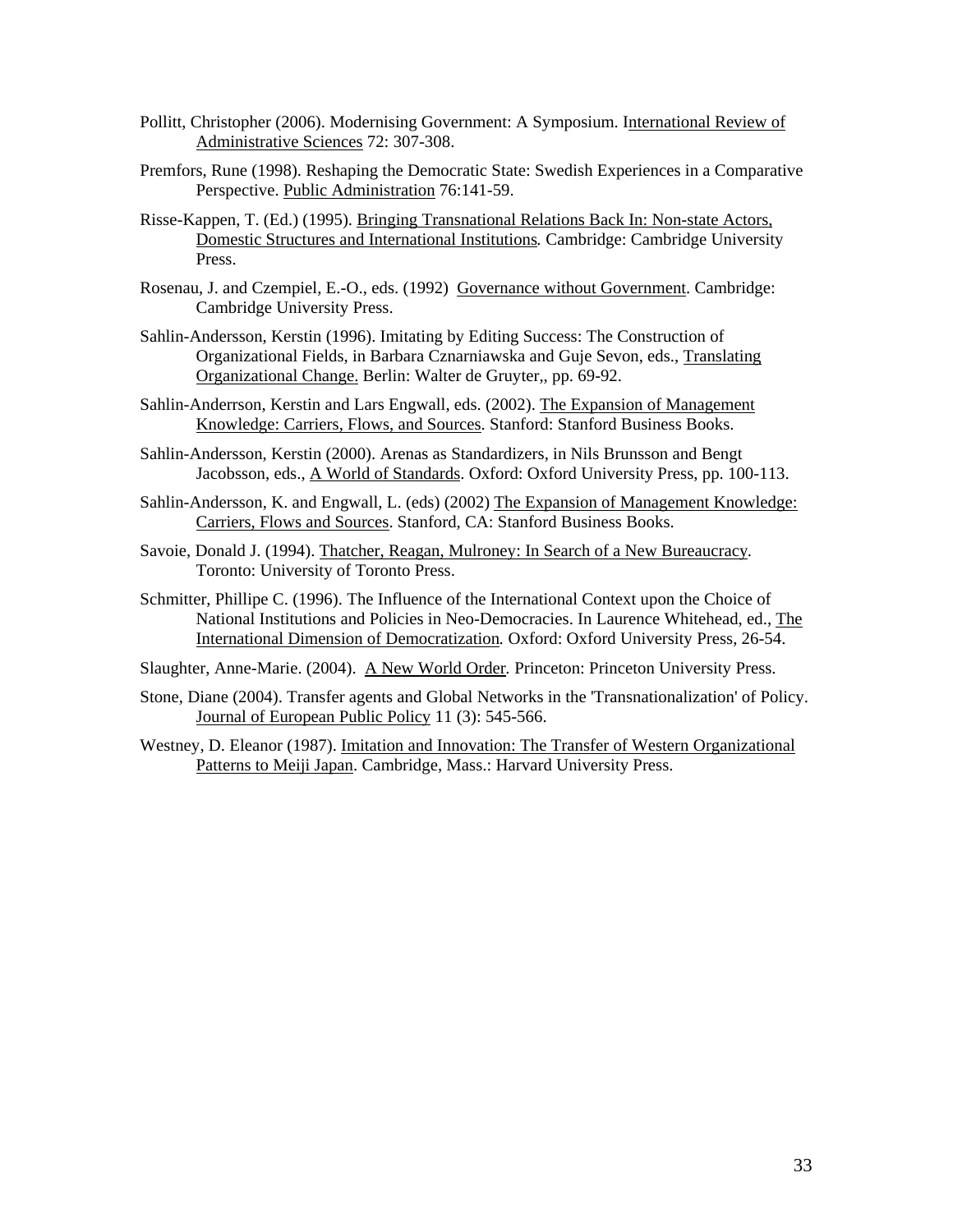Pollitt, Christopher (2006). Modernising Government: A Symposium. International Review of Administrative Sciences 72: 307-308.

Premfors, Rune (1998). Reshaping the Democratic State: Swedish Experiences in a Comparative Perspective. Public Administration 76:141-59.

Risse-Kappen, T. (Ed.) (1995). Bringing Transnational Relations Back In: Non-state Actors, Domestic Structures and International Institutions. Cambridge: Cambridge University Press.

Rosenau, J. and Czempiel, E.-O., eds. (1992) Governance without Government. Cambridge: Cambridge University Press.

Sahlin-Andersson, Kerstin (1996). Imitating by Editing Success: The Construction of Organizational Fields, in Barbara Cznarniawska and Guje Sevon, eds., Translating Organizational Change. Berlin: Walter de Gruyter,, pp. 69-92.

Sahlin-Anderrson, Kerstin and Lars Engwall, eds. (2002). The Expansion of Management Knowledge: Carriers, Flows, and Sources. Stanford: Stanford Business Books.

Sahlin-Andersson, Kerstin (2000). Arenas as Standardizers, in Nils Brunsson and Bengt Jacobsson, eds., A World of Standards. Oxford: Oxford University Press, pp. 100-113.

Sahlin-Andersson, K. and Engwall, L. (eds) (2002) The Expansion of Management Knowledge: Carriers, Flows and Sources. Stanford, CA: Stanford Business Books.

Savoie, Donald J. (1994). Thatcher, Reagan, Mulroney: In Search of a New Bureaucracy. Toronto: University of Toronto Press.

Schmitter, Phillipe C. (1996). The Influence of the International Context upon the Choice of National Institutions and Policies in Neo-Democracies. In Laurence Whitehead, ed., The International Dimension of Democratization. Oxford: Oxford University Press, 26-54.

Slaughter, Anne-Marie. (2004). A New World Order. Princeton: Princeton University Press.

Stone, Diane (2004). Transfer agents and Global Networks in the 'Transnationalization' of Policy. Journal of European Public Policy 11 (3): 545-566.

Westney, D. Eleanor (1987). Imitation and Innovation: The Transfer of Western Organizational Patterns to Meiji Japan. Cambridge, Mass.: Harvard University Press.